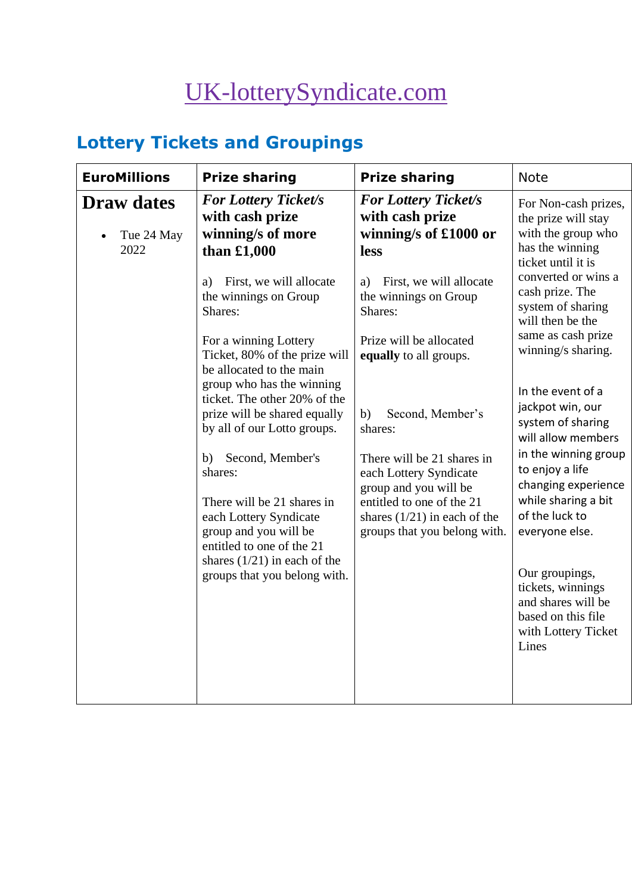# UK-lotterySyndicate.com

## Lottery Tickets and Groupings

| EuroMillions | Prize sharing | Prize sharing | Note |
|---|---|---|---|
| **Draw dates**<br><br>• Tue 24 May 2022 | ***For Lottery Ticket/s with cash prize winning/s of more than £1,000***<br><br>a) First, we will allocate the winnings on Group Shares:<br><br>For a winning Lottery Ticket, 80% of the prize will be allocated to the main group who has the winning ticket. The other 20% of the prize will be shared equally by all of our Lotto groups.<br><br>b) Second, Member's shares:<br><br>There will be 21 shares in each Lottery Syndicate group and you will be entitled to one of the 21 shares (1/21) in each of the groups that you belong with. | ***For Lottery Ticket/s with cash prize winning/s of £1000 or less***<br><br>a) First, we will allocate the winnings on Group Shares:<br><br>Prize will be allocated **equally** to all groups.<br><br>b) Second, Member's shares:<br><br>There will be 21 shares in each Lottery Syndicate group and you will be entitled to one of the 21 shares (1/21) in each of the groups that you belong with. | For Non-cash prizes, the prize will stay with the group who has the winning ticket until it is converted or wins a cash prize. The system of sharing will then be the same as cash prize winning/s sharing.<br><br>In the event of a jackpot win, our system of sharing will allow members in the winning group to enjoy a life changing experience while sharing a bit of the luck to everyone else.<br><br>Our groupings, tickets, winnings and shares will be based on this file with Lottery Ticket Lines |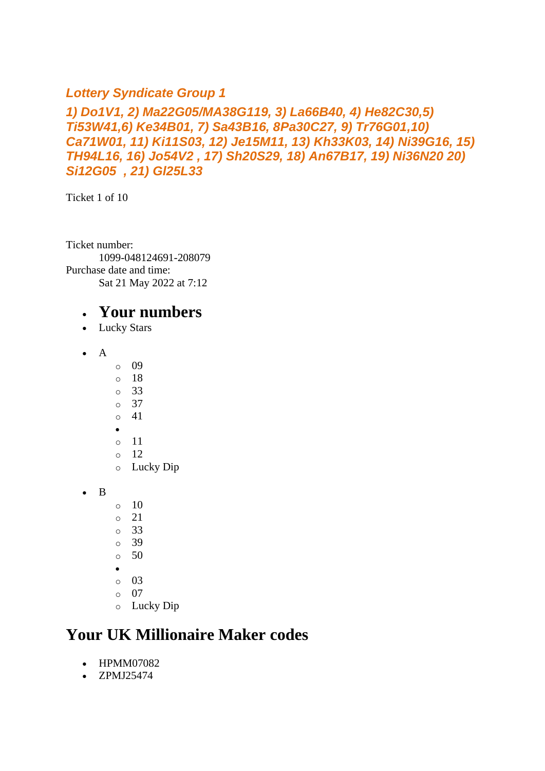*Lottery Syndicate Group 1*

*1) Do1V1, 2) Ma22G05/MA38G119, 3) La66B40, 4) He82C30,5) Ti53W41,6) Ke34B01, 7) Sa43B16, 8Pa30C27, 9) Tr76G01,10) Ca71W01, 11) Ki11S03, 12) Je15M11, 13) Kh33K03, 14) Ni39G16, 15) TH94L16, 16) Jo54V2 , 17) Sh20S29, 18) An67B17, 19) Ni36N20 20) Si12G05 , 21) Gl25L33*

Ticket 1 of 10

Ticket number:
 1099-048124691-208079
Purchase date and time:
 Sat 21 May 2022 at 7:12

- ## Your numbers
- Lucky Stars

- A
  - 09
  - 18
  - 33
  - 37
  - 41
- 
  - 11
  - 12
  - Lucky Dip

- B
  - 10
  - 21
  - 33
  - 39
  - 50
- 
  - 03
  - 07
  - Lucky Dip

## Your UK Millionaire Maker codes

- HPMM07082
- ZPMJ25474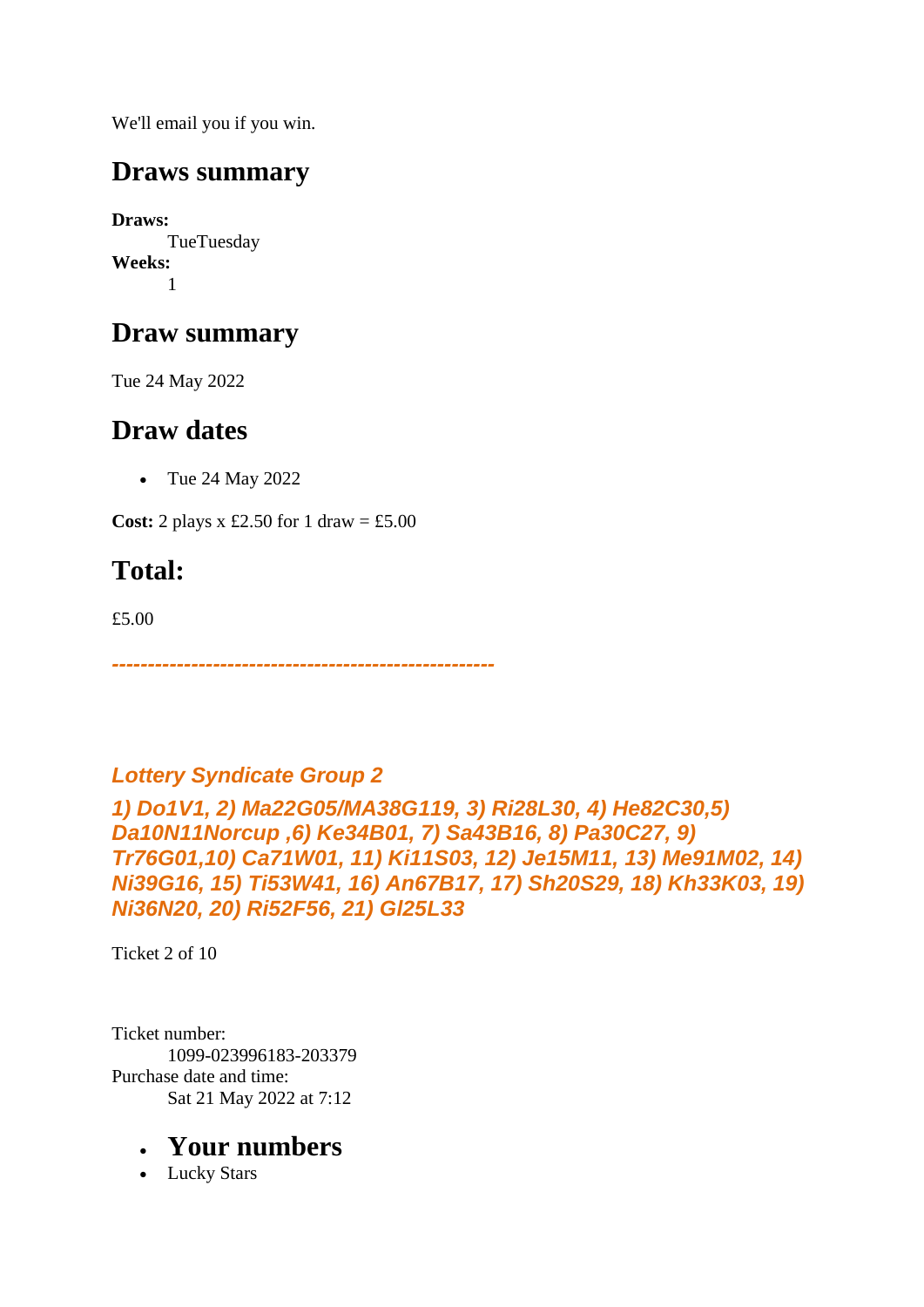We'll email you if you win.

## Draws summary

**Draws:**
TueTuesday

**Weeks:**
1

## Draw summary

Tue 24 May 2022

## Draw dates

- Tue 24 May 2022

**Cost:** 2 plays x £2.50 for 1 draw = £5.00

## Total:

£5.00

***----------------------------------------------------***

***Lottery Syndicate Group 2***

***1) Do1V1, 2) Ma22G05/MA38G119, 3) Ri28L30, 4) He82C30,5) Da10N11Norcup ,6) Ke34B01, 7) Sa43B16, 8) Pa30C27, 9) Tr76G01,10) Ca71W01, 11) Ki11S03, 12) Je15M11, 13) Me91M02, 14) Ni39G16, 15) Ti53W41, 16) An67B17, 17) Sh20S29, 18) Kh33K03, 19) Ni36N20, 20) Ri52F56, 21) Gl25L33***

Ticket 2 of 10

Ticket number:
1099-023996183-203379

Purchase date and time:
Sat 21 May 2022 at 7:12

- **Your numbers**
- Lucky Stars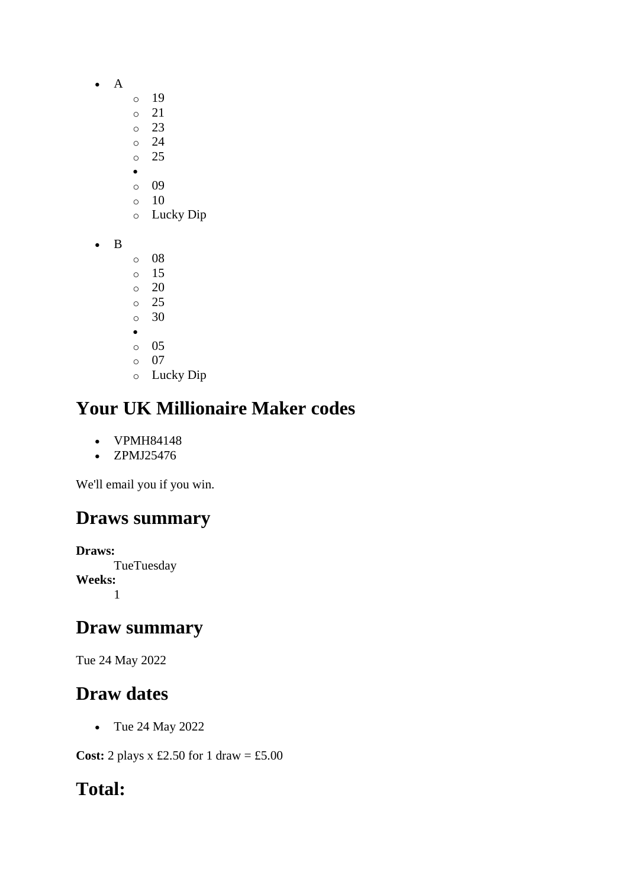- A
    - 19
    - 21
    - 23
    - 24
    - 25
  - 
    - 09
    - 10
    - Lucky Dip

- B
    - 08
    - 15
    - 20
    - 25
    - 30
  - 
    - 05
    - 07
    - Lucky Dip

## Your UK Millionaire Maker codes

- VPMH84148
- ZPMJ25476

We'll email you if you win.

## Draws summary

**Draws:**
    TueTuesday
**Weeks:**
    1

## Draw summary

Tue 24 May 2022

## Draw dates

- Tue 24 May 2022

**Cost:** 2 plays x £2.50 for 1 draw = £5.00

## Total: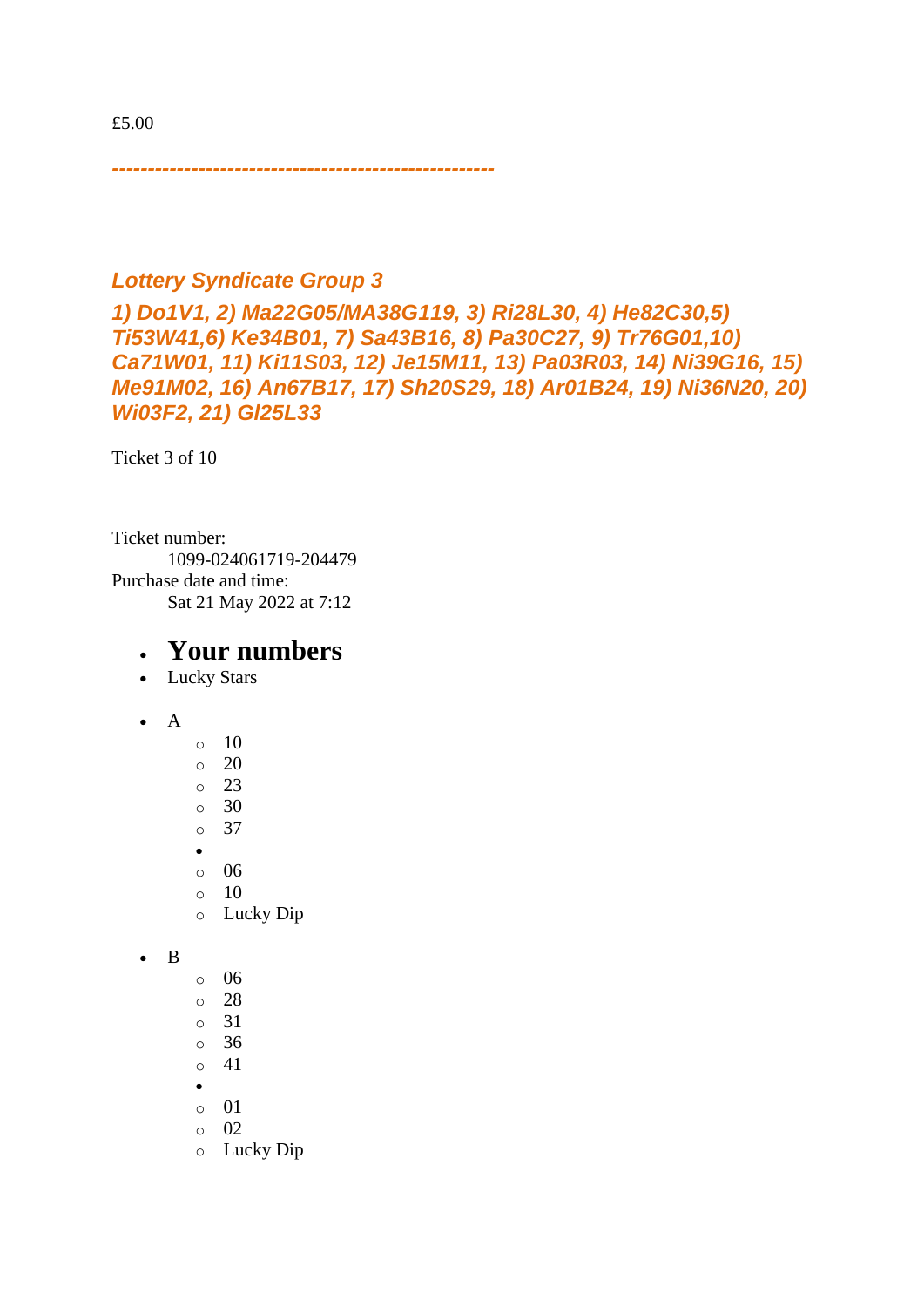£5.00

*----------------------------------------------------*

### *Lottery Syndicate Group 3*

### *1) Do1V1, 2) Ma22G05/MA38G119, 3) Ri28L30, 4) He82C30,5) Ti53W41,6) Ke34B01, 7) Sa43B16, 8) Pa30C27, 9) Tr76G01,10) Ca71W01, 11) Ki11S03, 12) Je15M11, 13) Pa03R03, 14) Ni39G16, 15) Me91M02, 16) An67B17, 17) Sh20S29, 18) Ar01B24, 19) Ni36N20, 20) Wi03F2, 21) Gl25L33*

Ticket 3 of 10

Ticket number:
    1099-024061719-204479
Purchase date and time:
    Sat 21 May 2022 at 7:12

- **Your numbers**
- Lucky Stars

- A
    - 10
    - 20
    - 23
    - 30
    - 37
  -
    - 06
    - 10
    - Lucky Dip

- B
    - 06
    - 28
    - 31
    - 36
    - 41
  -
    - 01
    - 02
    - Lucky Dip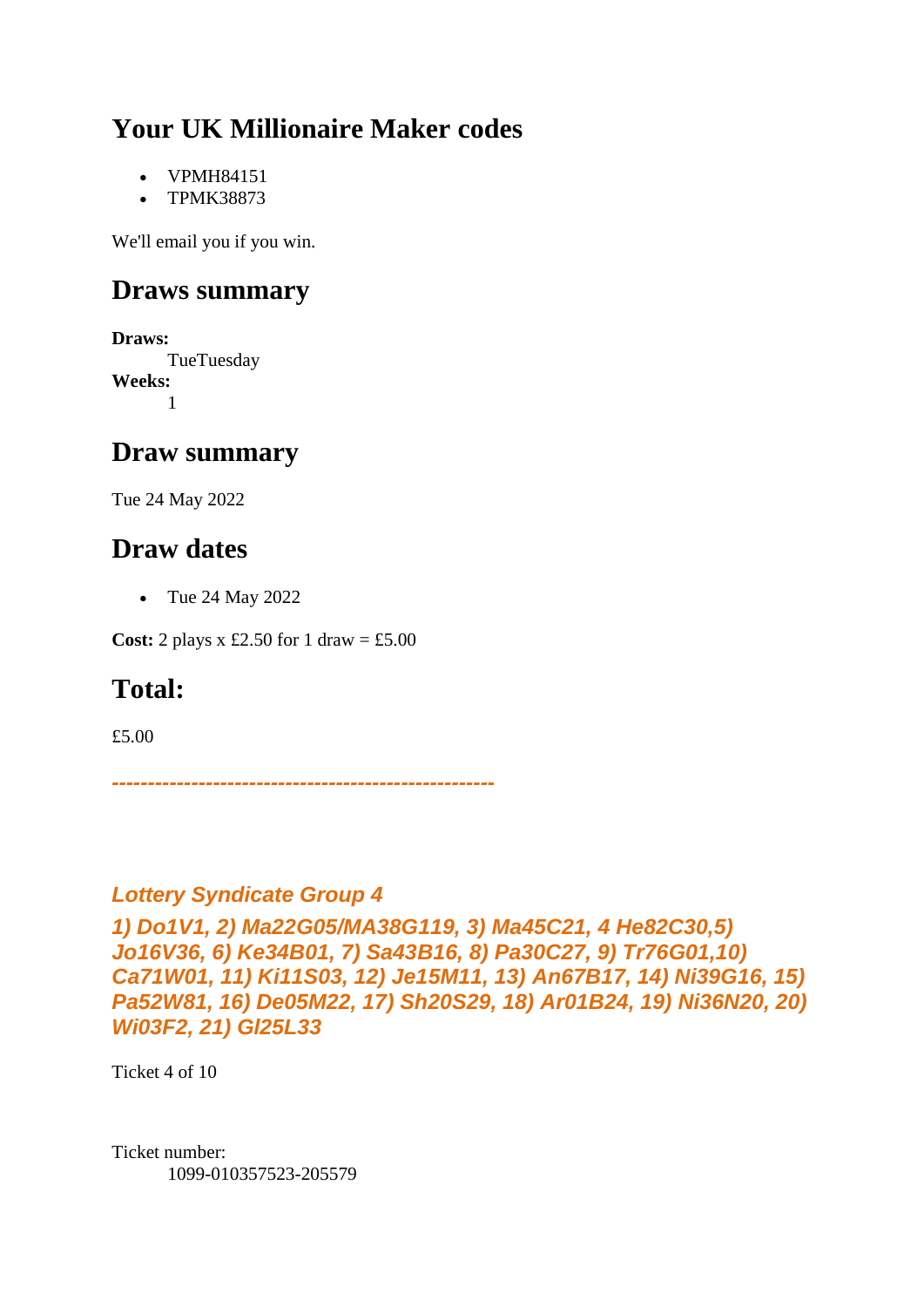## Your UK Millionaire Maker codes

- VPMH84151
- TPMK38873

We'll email you if you win.

## Draws summary

**Draws:**
TueTuesday
**Weeks:**
1

## Draw summary

Tue 24 May 2022

## Draw dates

- Tue 24 May 2022

**Cost:** 2 plays x £2.50 for 1 draw = £5.00

## Total:

£5.00

***----------------------------------------------------***

### *Lottery Syndicate Group 4*

***1) Do1V1, 2) Ma22G05/MA38G119, 3) Ma45C21, 4 He82C30,5) Jo16V36, 6) Ke34B01, 7) Sa43B16, 8) Pa30C27, 9) Tr76G01,10) Ca71W01, 11) Ki11S03, 12) Je15M11, 13) An67B17, 14) Ni39G16, 15) Pa52W81, 16) De05M22, 17) Sh20S29, 18) Ar01B24, 19) Ni36N20, 20) Wi03F2, 21) Gl25L33***

Ticket 4 of 10

Ticket number:
1099-010357523-205579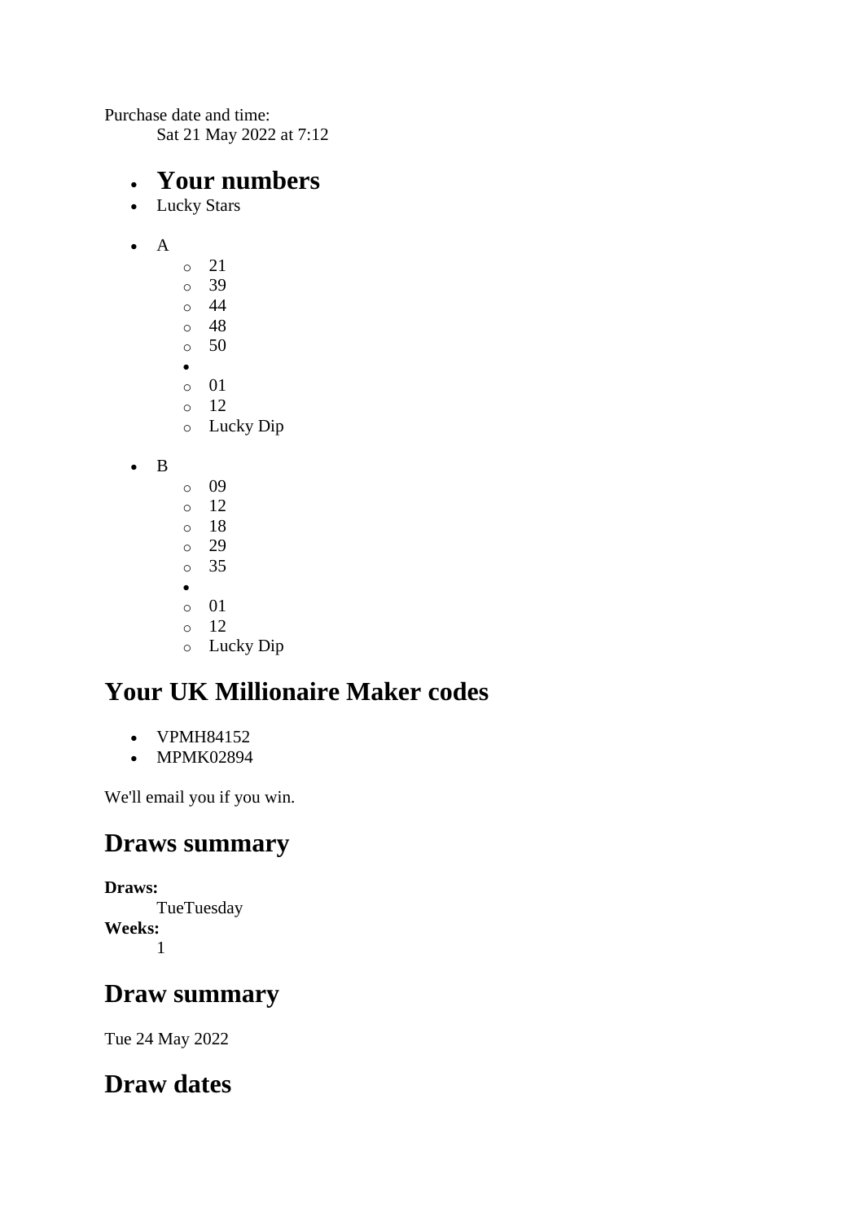Purchase date and time:
Sat 21 May 2022 at 7:12

- **Your numbers**
- Lucky Stars

- A
  - 21
  - 39
  - 44
  - 48
  - 50
- 
  - 01
  - 12
  - Lucky Dip

- B
  - 09
  - 12
  - 18
  - 29
  - 35
- 
  - 01
  - 12
  - Lucky Dip

## Your UK Millionaire Maker codes

- VPMH84152
- MPMK02894

We'll email you if you win.

## Draws summary

**Draws:**
TueTuesday
**Weeks:**
1

## Draw summary

Tue 24 May 2022

## Draw dates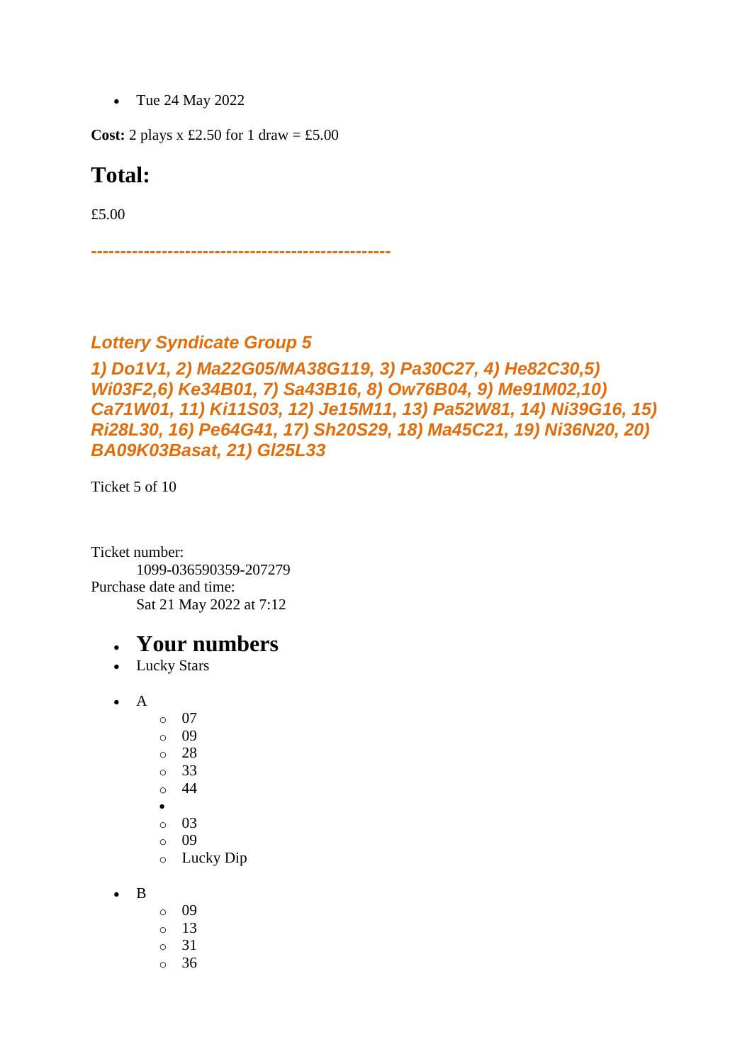- Tue 24 May 2022

**Cost:** 2 plays x £2.50 for 1 draw = £5.00

## Total:

£5.00

**---------------------------------------------------**

### *Lottery Syndicate Group 5*

### *1) Do1V1, 2) Ma22G05/MA38G119, 3) Pa30C27, 4) He82C30,5) Wi03F2,6) Ke34B01, 7) Sa43B16, 8) Ow76B04, 9) Me91M02,10) Ca71W01, 11) Ki11S03, 12) Je15M11, 13) Pa52W81, 14) Ni39G16, 15) Ri28L30, 16) Pe64G41, 17) Sh20S29, 18) Ma45C21, 19) Ni36N20, 20) BA09K03Basat, 21) Gl25L33*

Ticket 5 of 10

Ticket number:
    1099-036590359-207279
Purchase date and time:
    Sat 21 May 2022 at 7:12

- ## Your numbers
- Lucky Stars

- A
    - 07
    - 09
    - 28
    - 33
    - 44
  -
    - 03
    - 09
    - Lucky Dip

- B
    - 09
    - 13
    - 31
    - 36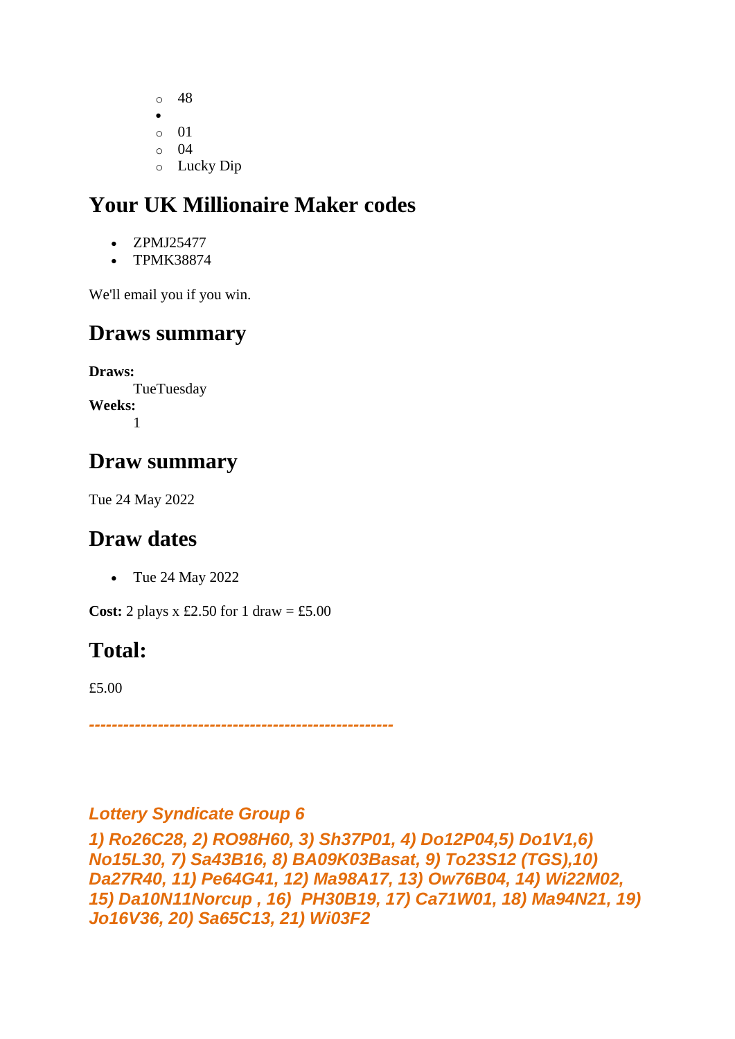- 48
- 
  - 01
  - 04
  - Lucky Dip

## Your UK Millionaire Maker codes

- ZPMJ25477
- TPMK38874

We'll email you if you win.

## Draws summary

**Draws:**
TueTuesday
**Weeks:**
1

## Draw summary

Tue 24 May 2022

## Draw dates

- Tue 24 May 2022

**Cost:** 2 plays x £2.50 for 1 draw = £5.00

## Total:

£5.00

***-----------------------------------------------------***

***Lottery Syndicate Group 6***

***1) Ro26C28, 2) RO98H60, 3) Sh37P01, 4) Do12P04,5) Do1V1,6) No15L30, 7) Sa43B16, 8) BA09K03Basat, 9) To23S12 (TGS),10) Da27R40, 11) Pe64G41, 12) Ma98A17, 13) Ow76B04, 14) Wi22M02, 15) Da10N11Norcup , 16) PH30B19, 17) Ca71W01, 18) Ma94N21, 19) Jo16V36, 20) Sa65C13, 21) Wi03F2***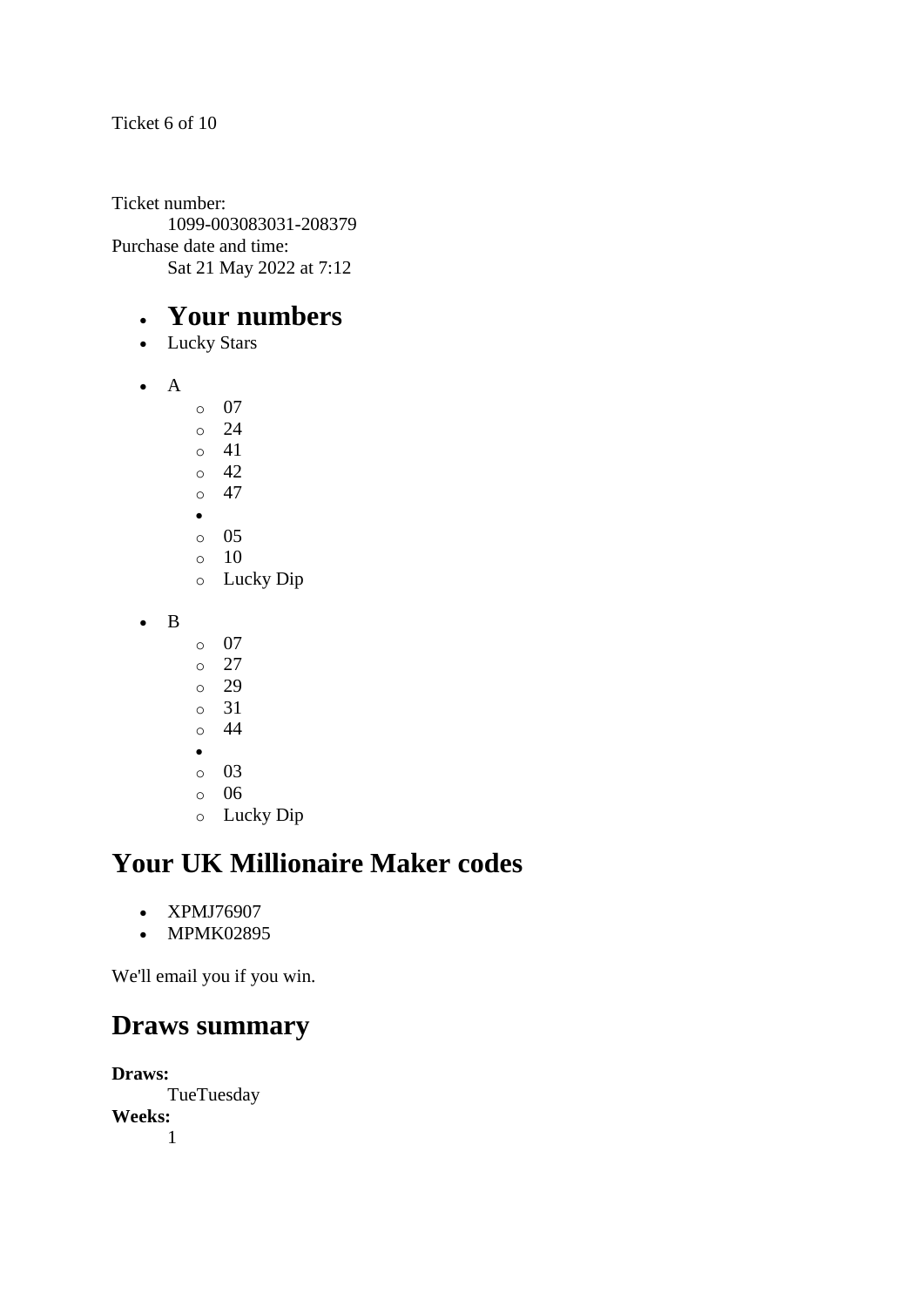Ticket 6 of 10

Ticket number:
    1099-003083031-208379
Purchase date and time:
    Sat 21 May 2022 at 7:12

- # Your numbers
- Lucky Stars

- A
    - 07
    - 24
    - 41
    - 42
    - 47
-
    - 05
    - 10
    - Lucky Dip

- B
    - 07
    - 27
    - 29
    - 31
    - 44
-
    - 03
    - 06
    - Lucky Dip

## Your UK Millionaire Maker codes

- XPMJ76907
- MPMK02895

We'll email you if you win.

## Draws summary

**Draws:**
    TueTuesday
**Weeks:**
    1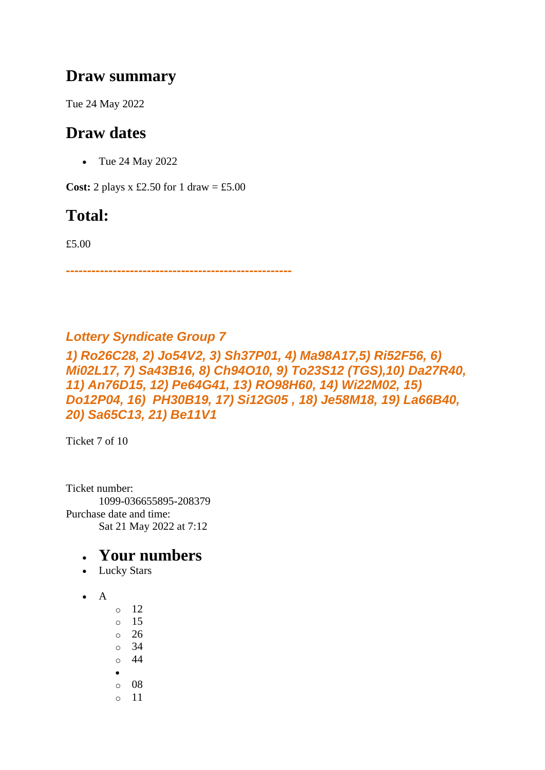## Draw summary

Tue 24 May 2022

## Draw dates

- Tue 24 May 2022

**Cost:** 2 plays x £2.50 for 1 draw = £5.00

## Total:

£5.00

***-----------------------------------------------------***

### *Lottery Syndicate Group 7*

***1) Ro26C28, 2) Jo54V2, 3) Sh37P01, 4) Ma98A17,5) Ri52F56, 6) Mi02L17, 7) Sa43B16, 8) Ch94O10, 9) To23S12 (TGS),10) Da27R40, 11) An76D15, 12) Pe64G41, 13) RO98H60, 14) Wi22M02, 15) Do12P04, 16) PH30B19, 17) Si12G05 , 18) Je58M18, 19) La66B40, 20) Sa65C13, 21) Be11V1***

Ticket 7 of 10

Ticket number:
: 1099-036655895-208379

Purchase date and time:
: Sat 21 May 2022 at 7:12

- ## Your numbers
- Lucky Stars

- A
  - 12
  - 15
  - 26
  - 34
  - 44
  - 
  - 08
  - 11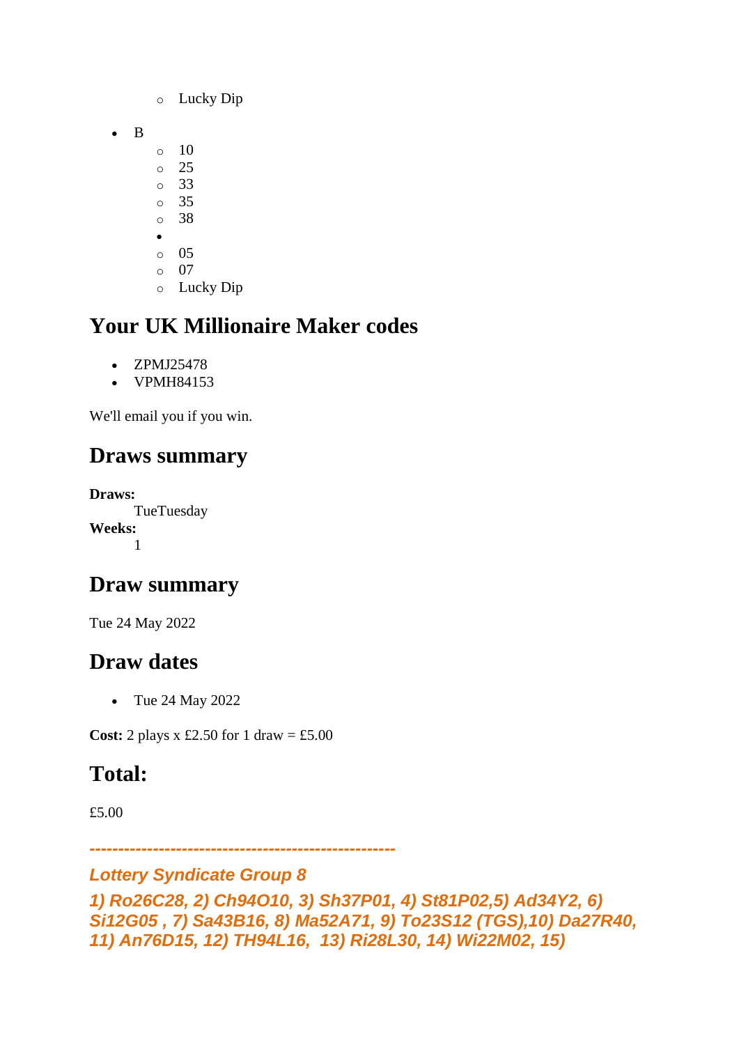- Lucky Dip

- B
    - 10
    - 25
    - 33
    - 35
    - 38
    - 
    - 05
    - 07
    - Lucky Dip

## Your UK Millionaire Maker codes

- ZPMJ25478
- VPMH84153

We'll email you if you win.

## Draws summary

**Draws:**
TueTuesday
**Weeks:**
1

## Draw summary

Tue 24 May 2022

## Draw dates

- Tue 24 May 2022

**Cost:** 2 plays x £2.50 for 1 draw = £5.00

## Total:

£5.00

***----------------------------------------------------***

***Lottery Syndicate Group 8***

***1) Ro26C28, 2) Ch94O10, 3) Sh37P01, 4) St81P02,5) Ad34Y2, 6) Si12G05 , 7) Sa43B16, 8) Ma52A71, 9) To23S12 (TGS),10) Da27R40, 11) An76D15, 12) TH94L16, 13) Ri28L30, 14) Wi22M02, 15)***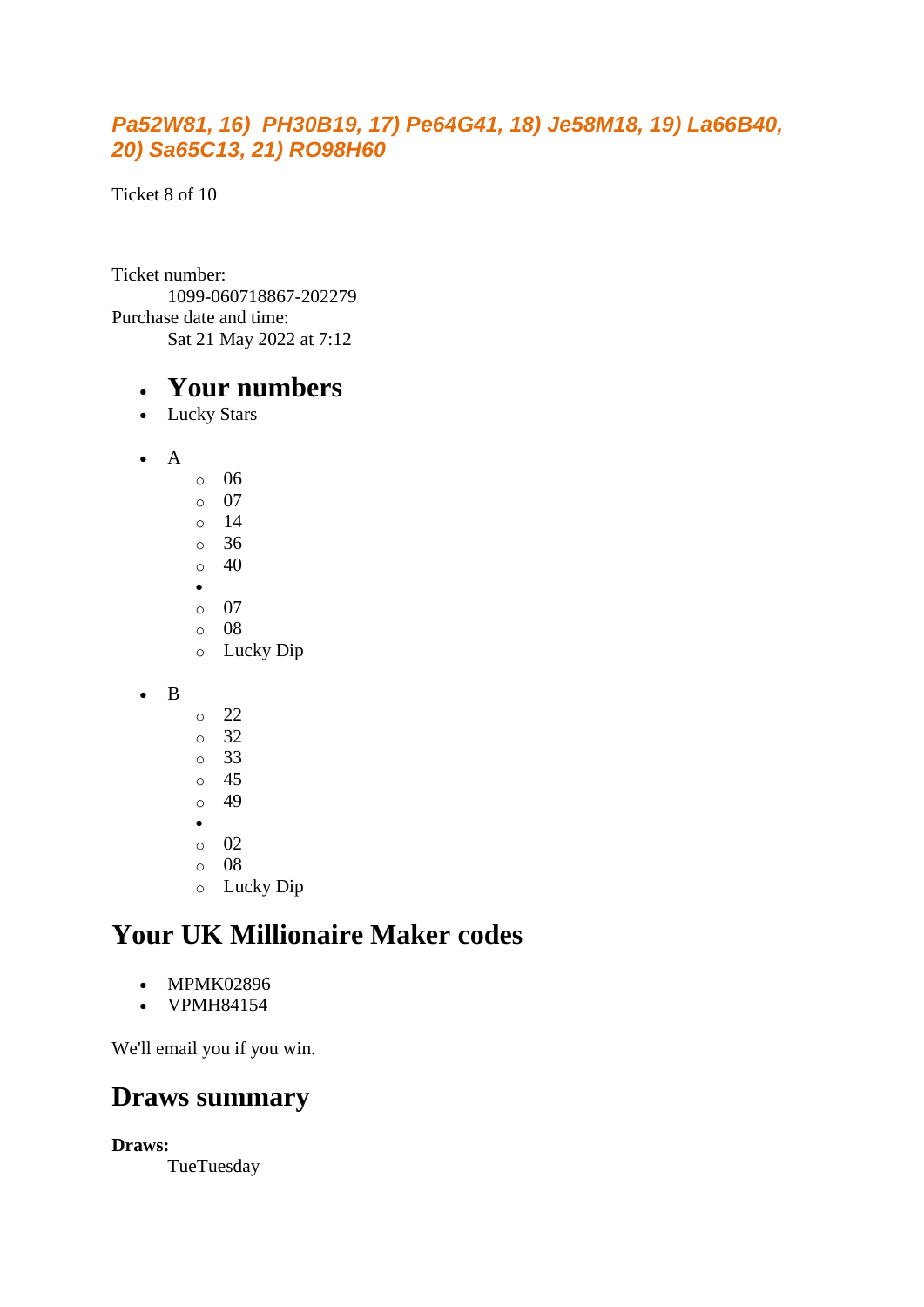***Pa52W81, 16) PH30B19, 17) Pe64G41, 18) Je58M18, 19) La66B40, 20) Sa65C13, 21) RO98H60***

Ticket 8 of 10

Ticket number:
1099-060718867-202279
Purchase date and time:
Sat 21 May 2022 at 7:12

- # Your numbers
- Lucky Stars

- A
  - 06
  - 07
  - 14
  - 36
  - 40
  - 
  - 07
  - 08
  - Lucky Dip

- B
  - 22
  - 32
  - 33
  - 45
  - 49
  - 
  - 02
  - 08
  - Lucky Dip

## Your UK Millionaire Maker codes

- MPMK02896
- VPMH84154

We'll email you if you win.

## Draws summary

**Draws:**
TueTuesday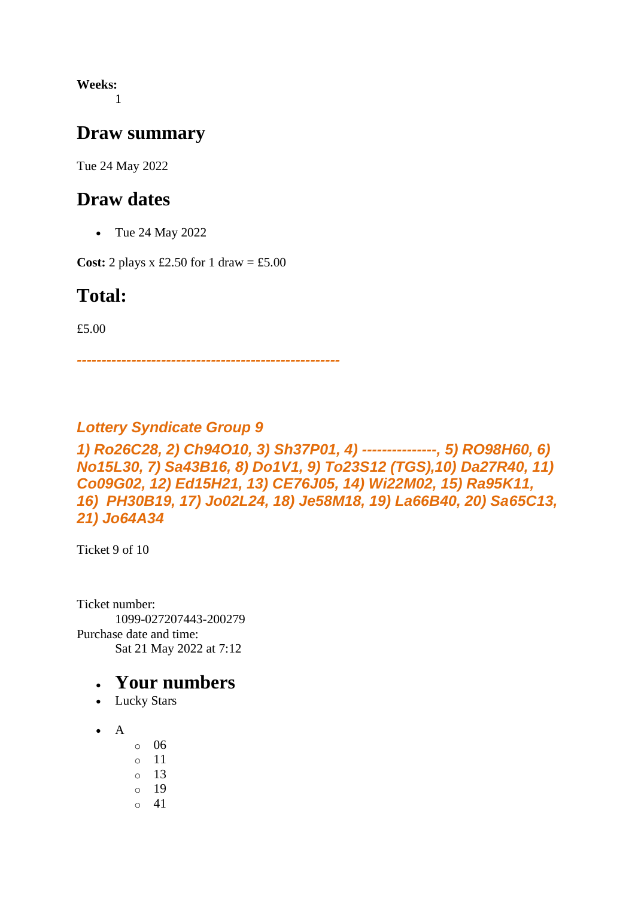**Weeks:**

1

## Draw summary

Tue 24 May 2022

## Draw dates

- Tue 24 May 2022

**Cost:** 2 plays x £2.50 for 1 draw = £5.00

## Total:

£5.00

*---------------------------------------------------*

### *Lottery Syndicate Group 9*

*1) Ro26C28, 2) Ch94O10, 3) Sh37P01, 4) ---------------, 5) RO98H60, 6) No15L30, 7) Sa43B16, 8) Do1V1, 9) To23S12 (TGS),10) Da27R40, 11) Co09G02, 12) Ed15H21, 13) CE76J05, 14) Wi22M02, 15) Ra95K11, 16) PH30B19, 17) Jo02L24, 18) Je58M18, 19) La66B40, 20) Sa65C13, 21) Jo64A34*

Ticket 9 of 10

Ticket number:

1099-027207443-200279

Purchase date and time:

Sat 21 May 2022 at 7:12

- ## Your numbers
- Lucky Stars

- A
  - 06
  - 11
  - 13
  - 19
  - 41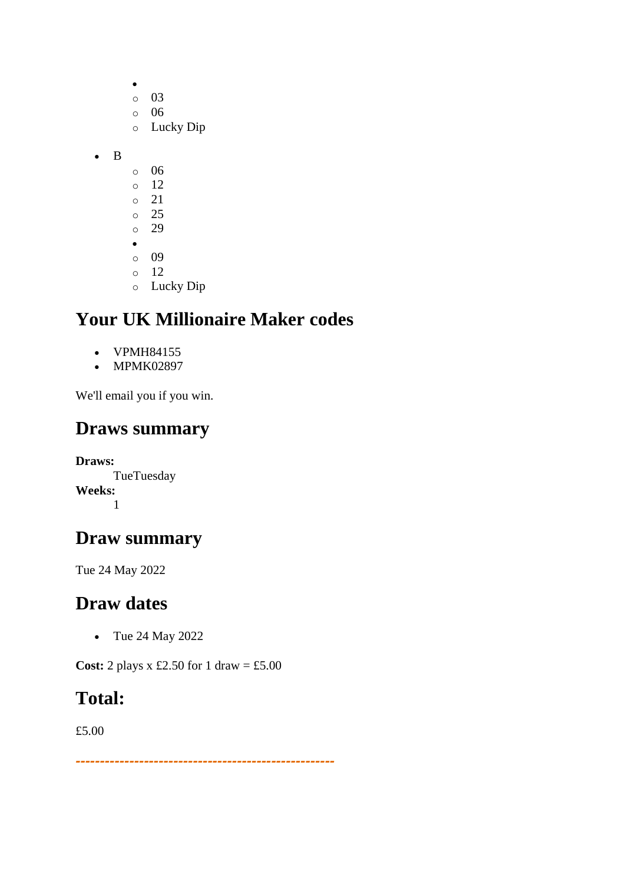- 
    - 03
    - 06
    - Lucky Dip

- B
    - 06
    - 12
    - 21
    - 25
    - 29
  - 
    - 09
    - 12
    - Lucky Dip

## Your UK Millionaire Maker codes

- VPMH84155
- MPMK02897

We'll email you if you win.

## Draws summary

**Draws:**
    TueTuesday
**Weeks:**
    1

## Draw summary

Tue 24 May 2022

## Draw dates

- Tue 24 May 2022

**Cost:** 2 plays x £2.50 for 1 draw = £5.00

## Total:

£5.00

---------------------------------------------------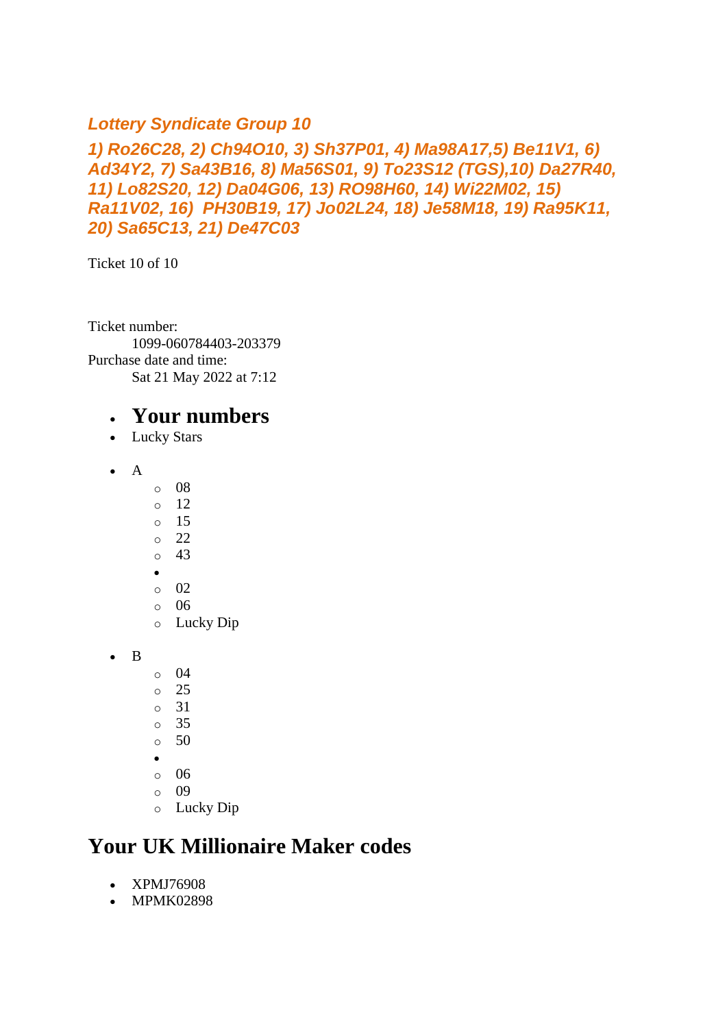***Lottery Syndicate Group 10***

***1) Ro26C28, 2) Ch94O10, 3) Sh37P01, 4) Ma98A17,5) Be11V1, 6) Ad34Y2, 7) Sa43B16, 8) Ma56S01, 9) To23S12 (TGS),10) Da27R40, 11) Lo82S20, 12) Da04G06, 13) RO98H60, 14) Wi22M02, 15) Ra11V02, 16)  PH30B19, 17) Jo02L24, 18) Je58M18, 19) Ra95K11, 20) Sa65C13, 21) De47C03***

Ticket 10 of 10

Ticket number:
    1099-060784403-203379
Purchase date and time:
    Sat 21 May 2022 at 7:12

- # Your numbers
- Lucky Stars

- A
  - 08
  - 12
  - 15
  - 22
  - 43
  -
  - 02
  - 06
  - Lucky Dip

- B
  - 04
  - 25
  - 31
  - 35
  - 50
  -
  - 06
  - 09
  - Lucky Dip

## Your UK Millionaire Maker codes

- XPMJ76908
- MPMK02898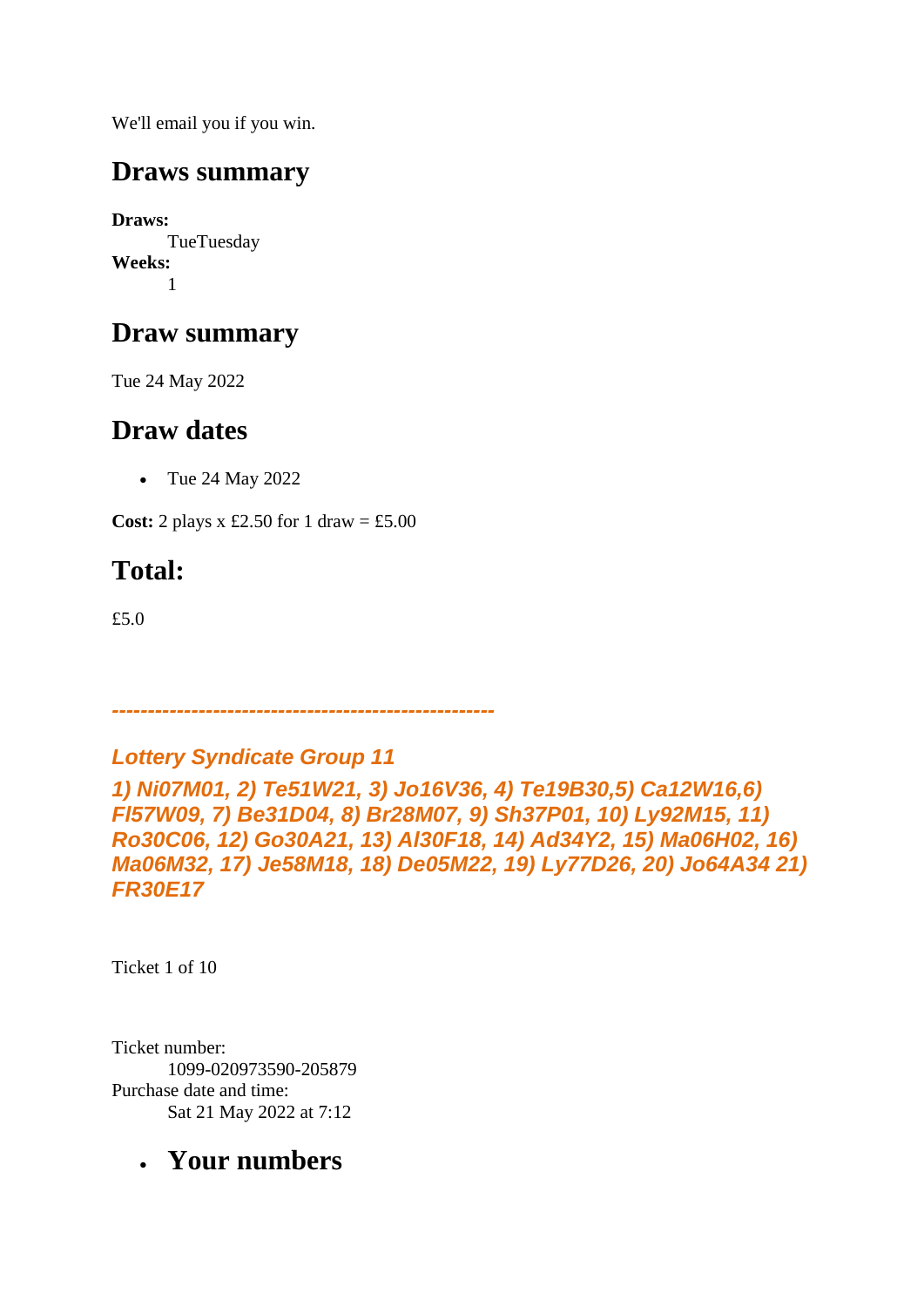We'll email you if you win.

## Draws summary

**Draws:**
TueTuesday
**Weeks:**
1

## Draw summary

Tue 24 May 2022

## Draw dates

- Tue 24 May 2022

**Cost:** 2 plays x £2.50 for 1 draw = £5.00

## Total:

£5.0

*-----------------------------------------------------*

***Lottery Syndicate Group 11***

***1) Ni07M01, 2) Te51W21, 3) Jo16V36, 4) Te19B30,5) Ca12W16,6) Fl57W09, 7) Be31D04, 8) Br28M07, 9) Sh37P01, 10) Ly92M15, 11) Ro30C06, 12) Go30A21, 13) Al30F18, 14) Ad34Y2, 15) Ma06H02, 16) Ma06M32, 17) Je58M18, 18) De05M22, 19) Ly77D26, 20) Jo64A34 21) FR30E17***

Ticket 1 of 10

Ticket number:
1099-020973590-205879
Purchase date and time:
Sat 21 May 2022 at 7:12

- **Your numbers**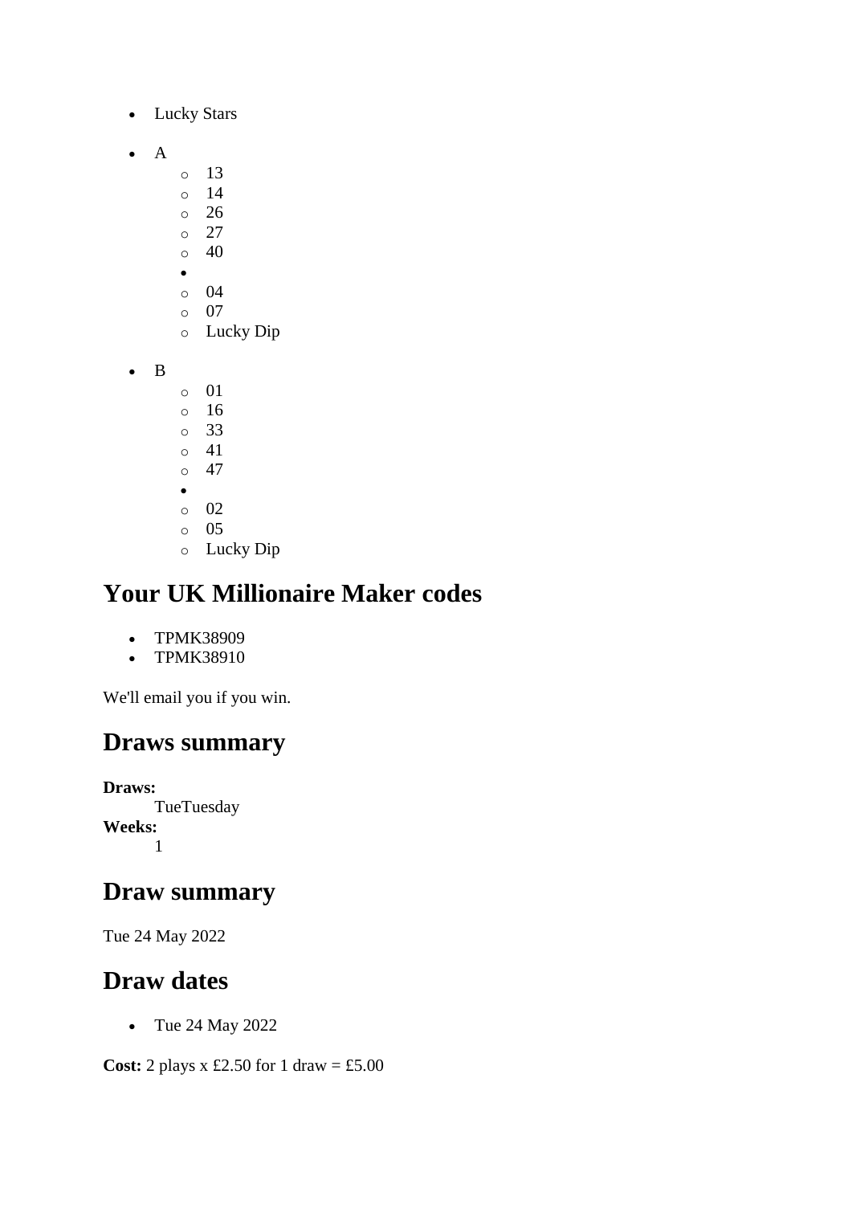- Lucky Stars

- A
  - 13
  - 14
  - 26
  - 27
  - 40
  - 
  - 04
  - 07
  - Lucky Dip

- B
  - 01
  - 16
  - 33
  - 41
  - 47
  - 
  - 02
  - 05
  - Lucky Dip

## Your UK Millionaire Maker codes

- TPMK38909
- TPMK38910

We'll email you if you win.

## Draws summary

**Draws:**
TueTuesday
**Weeks:**
1

## Draw summary

Tue 24 May 2022

## Draw dates

- Tue 24 May 2022

**Cost:** 2 plays x £2.50 for 1 draw = £5.00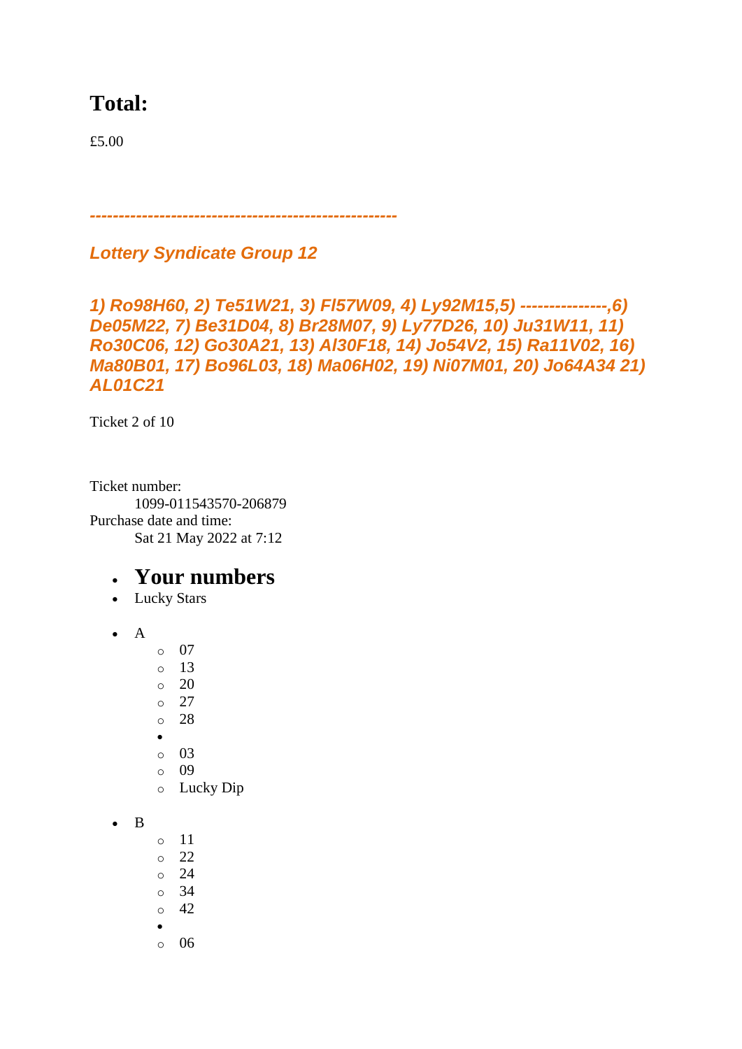## Total:

£5.00

*---------------------------------------------------*

***Lottery Syndicate Group 12***

***1) Ro98H60, 2) Te51W21, 3) Fl57W09, 4) Ly92M15,5) ---------------,6) De05M22, 7) Be31D04, 8) Br28M07, 9) Ly77D26, 10) Ju31W11, 11) Ro30C06, 12) Go30A21, 13) Al30F18, 14) Jo54V2, 15) Ra11V02, 16) Ma80B01, 17) Bo96L03, 18) Ma06H02, 19) Ni07M01, 20) Jo64A34 21) AL01C21***

Ticket 2 of 10

Ticket number:
    1099-011543570-206879
Purchase date and time:
    Sat 21 May 2022 at 7:12

- ## Your numbers
- Lucky Stars

- A
    - 07
    - 13
    - 20
    - 27
    - 28
  -
    - 03
    - 09
    - Lucky Dip

- B
    - 11
    - 22
    - 24
    - 34
    - 42
  -
    - 06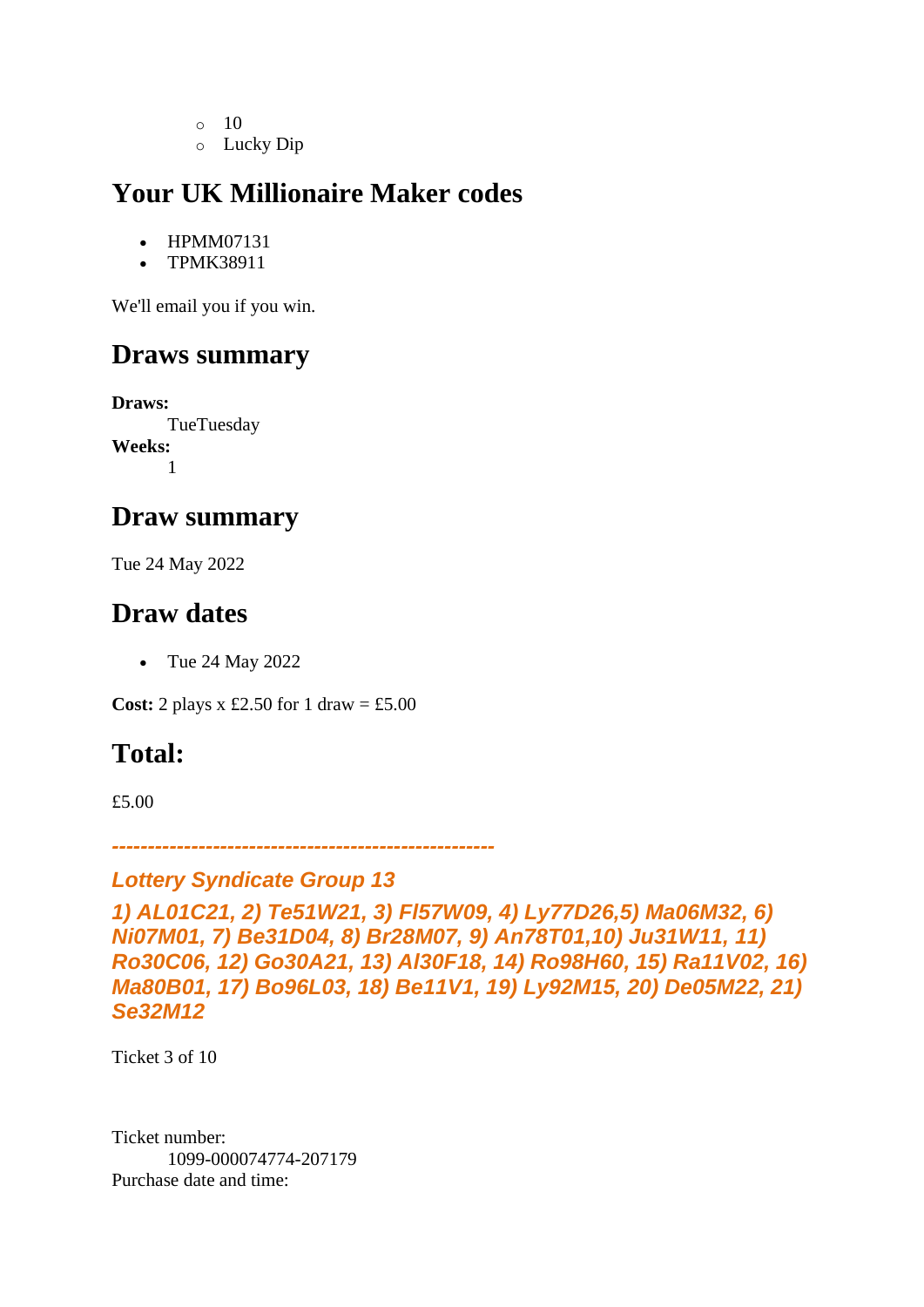- 10
  - Lucky Dip

## Your UK Millionaire Maker codes

- HPMM07131
- TPMK38911

We'll email you if you win.

## Draws summary

**Draws:**
TueTuesday
**Weeks:**
1

## Draw summary

Tue 24 May 2022

## Draw dates

- Tue 24 May 2022

**Cost:** 2 plays x £2.50 for 1 draw = £5.00

## Total:

£5.00

*-----------------------------------------------------*

### *Lottery Syndicate Group 13*

### *1) AL01C21, 2) Te51W21, 3) Fl57W09, 4) Ly77D26,5) Ma06M32, 6) Ni07M01, 7) Be31D04, 8) Br28M07, 9) An78T01,10) Ju31W11, 11) Ro30C06, 12) Go30A21, 13) Al30F18, 14) Ro98H60, 15) Ra11V02, 16) Ma80B01, 17) Bo96L03, 18) Be11V1, 19) Ly92M15, 20) De05M22, 21) Se32M12*

Ticket 3 of 10

Ticket number:
1099-000074774-207179
Purchase date and time: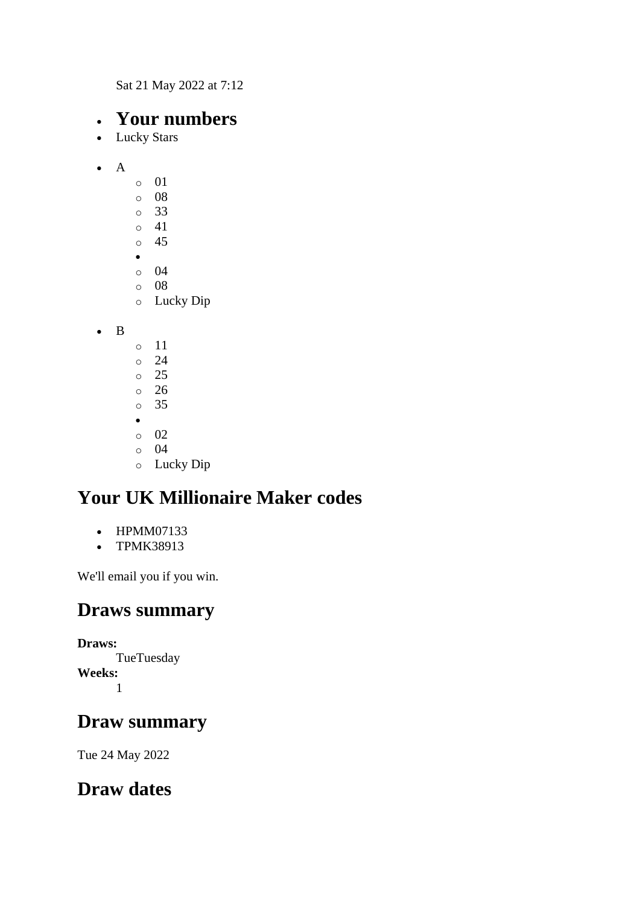Sat 21 May 2022 at 7:12

- ## Your numbers
- Lucky Stars

- A
    - 01
    - 08
    - 33
    - 41
    - 45
- 
    - 04
    - 08
    - Lucky Dip

- B
    - 11
    - 24
    - 25
    - 26
    - 35
- 
    - 02
    - 04
    - Lucky Dip

## Your UK Millionaire Maker codes

- HPMM07133
- TPMK38913

We'll email you if you win.

## Draws summary

**Draws:**
TueTuesday
**Weeks:**
1

## Draw summary

Tue 24 May 2022

## Draw dates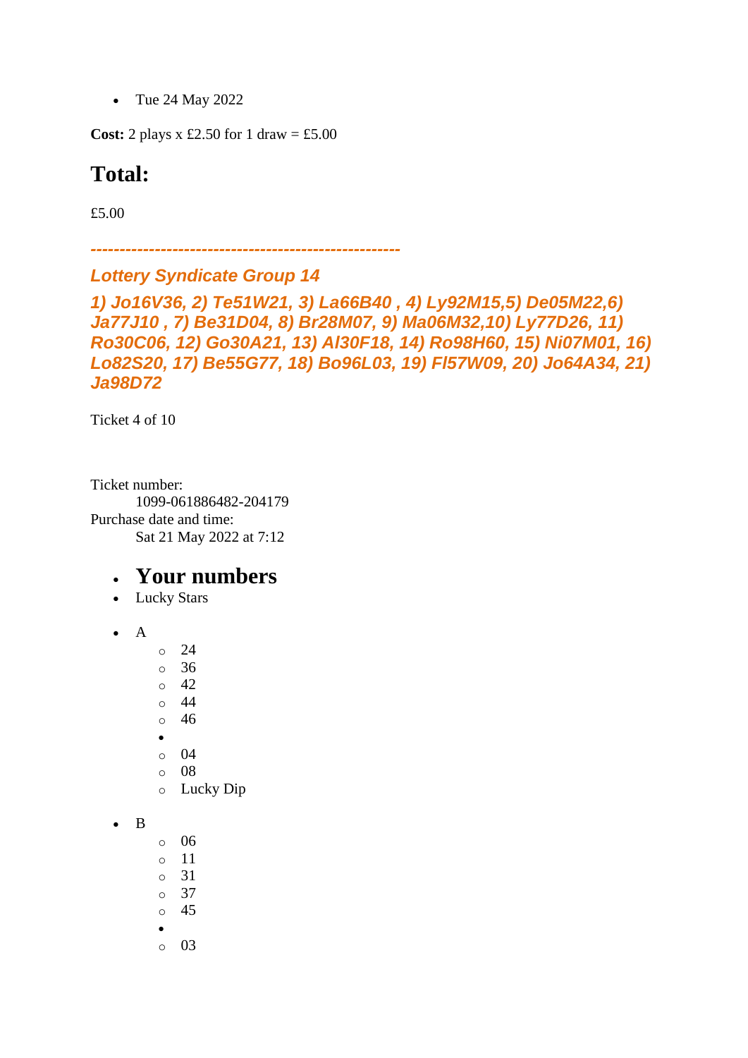- Tue 24 May 2022

**Cost:** 2 plays x £2.50 for 1 draw = £5.00

# Total:

£5.00

***-----------------------------------------------------***

### *Lottery Syndicate Group 14*

### *1) Jo16V36, 2) Te51W21, 3) La66B40 , 4) Ly92M15,5) De05M22,6) Ja77J10 , 7) Be31D04, 8) Br28M07, 9) Ma06M32,10) Ly77D26, 11) Ro30C06, 12) Go30A21, 13) Al30F18, 14) Ro98H60, 15) Ni07M01, 16) Lo82S20, 17) Be55G77, 18) Bo96L03, 19) Fl57W09, 20) Jo64A34, 21) Ja98D72*

Ticket 4 of 10

Ticket number:
    1099-061886482-204179
Purchase date and time:
    Sat 21 May 2022 at 7:12

- ## Your numbers
- Lucky Stars

- A
    - 24
    - 36
    - 42
    - 44
    - 46
  - 
    - 04
    - 08
    - Lucky Dip

- B
    - 06
    - 11
    - 31
    - 37
    - 45
  - 
    - 03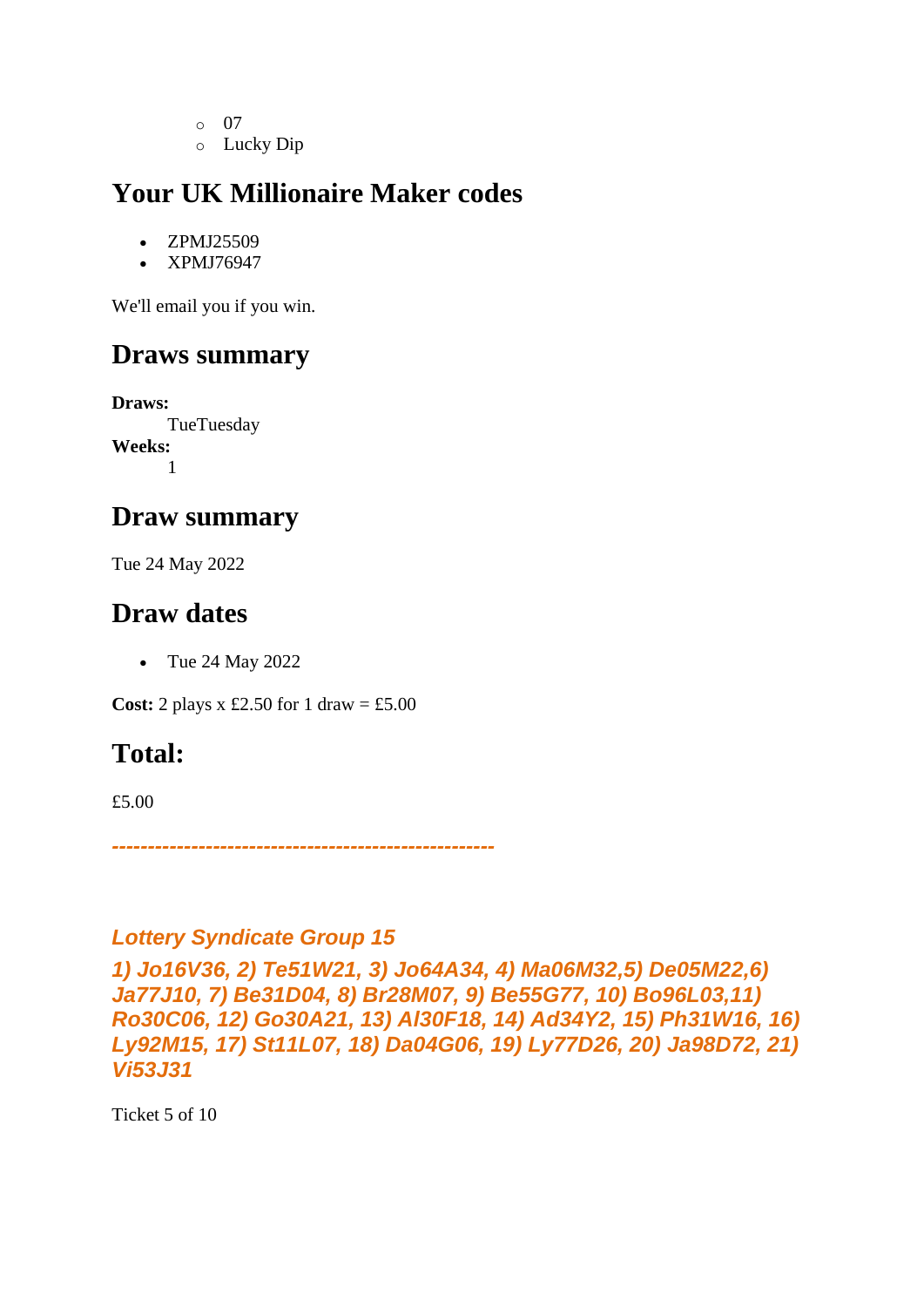- 07
    - Lucky Dip

## Your UK Millionaire Maker codes

- ZPMJ25509
- XPMJ76947

We'll email you if you win.

## Draws summary

**Draws:**
TueTuesday
**Weeks:**
1

## Draw summary

Tue 24 May 2022

## Draw dates

- Tue 24 May 2022

**Cost:** 2 plays x £2.50 for 1 draw = £5.00

## Total:

£5.00

***----------------------------------------------------***

### *Lottery Syndicate Group 15*

***1) Jo16V36, 2) Te51W21, 3) Jo64A34, 4) Ma06M32,5) De05M22,6) Ja77J10, 7) Be31D04, 8) Br28M07, 9) Be55G77, 10) Bo96L03,11) Ro30C06, 12) Go30A21, 13) Al30F18, 14) Ad34Y2, 15) Ph31W16, 16) Ly92M15, 17) St11L07, 18) Da04G06, 19) Ly77D26, 20) Ja98D72, 21) Vi53J31***

Ticket 5 of 10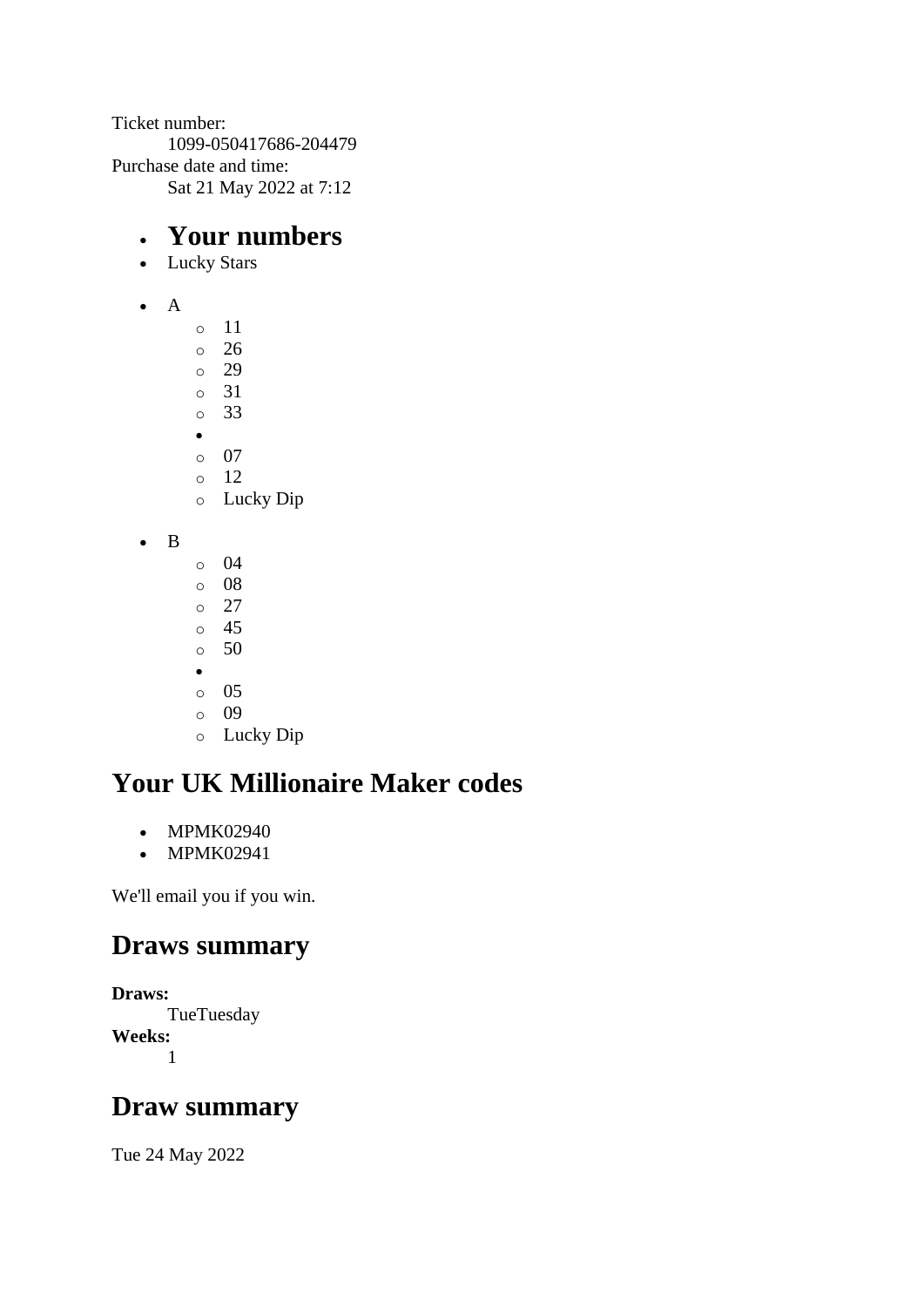Ticket number:
    1099-050417686-204479
Purchase date and time:
    Sat 21 May 2022 at 7:12

- ## Your numbers
- Lucky Stars

- A
    - 11
    - 26
    - 29
    - 31
    - 33
  - 
    - 07
    - 12
    - Lucky Dip

- B
    - 04
    - 08
    - 27
    - 45
    - 50
  - 
    - 05
    - 09
    - Lucky Dip

## Your UK Millionaire Maker codes

- MPMK02940
- MPMK02941

We'll email you if you win.

## Draws summary

**Draws:**
    TueTuesday
**Weeks:**
    1

## Draw summary

Tue 24 May 2022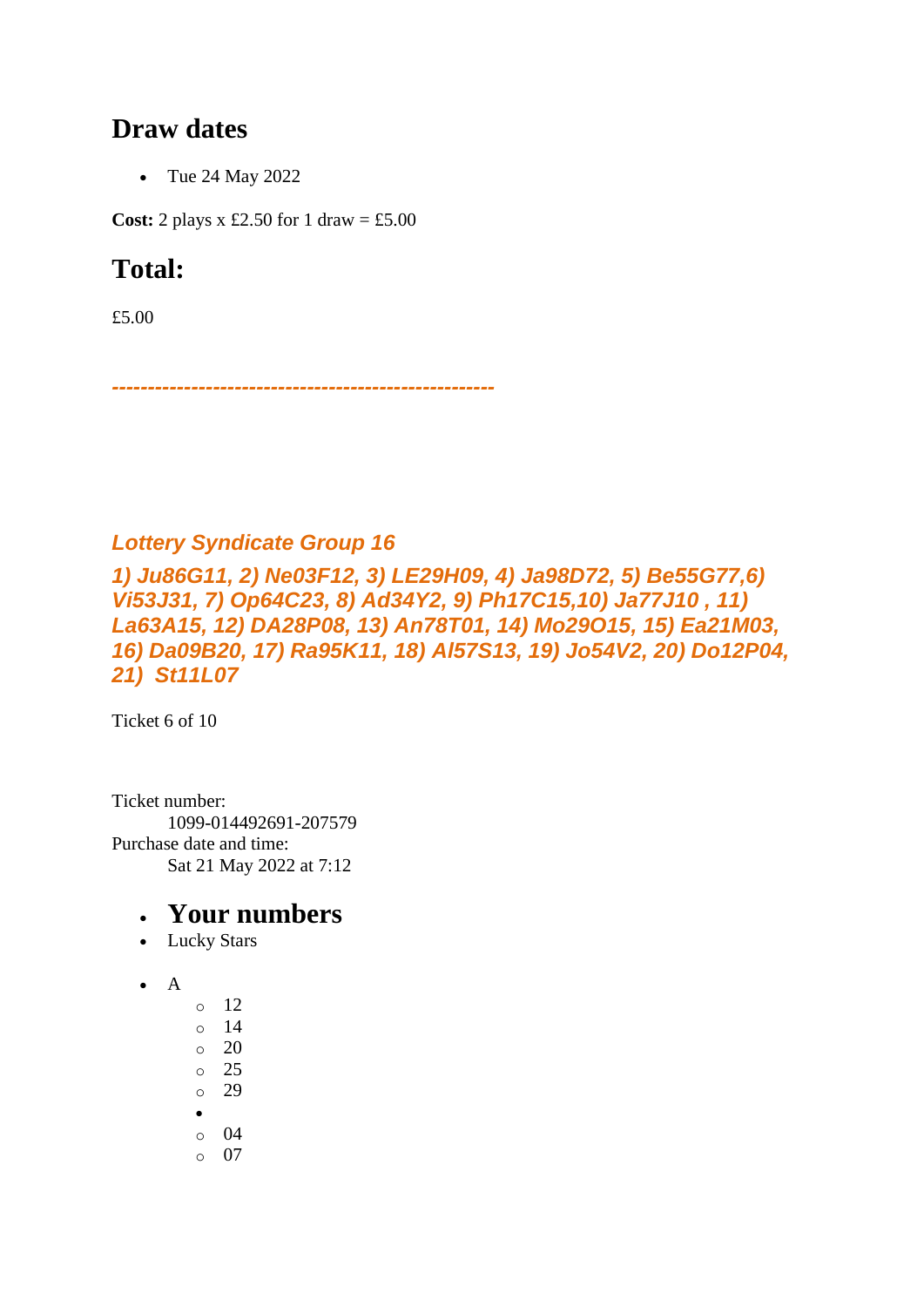## Draw dates

- Tue 24 May 2022

**Cost:** 2 plays x £2.50 for 1 draw = £5.00

## Total:

£5.00

***----------------------------------------------------***

***Lottery Syndicate Group 16***

***1) Ju86G11, 2) Ne03F12, 3) LE29H09, 4) Ja98D72, 5) Be55G77,6) Vi53J31, 7) Op64C23, 8) Ad34Y2, 9) Ph17C15,10) Ja77J10 , 11) La63A15, 12) DA28P08, 13) An78T01, 14) Mo29O15, 15) Ea21M03, 16) Da09B20, 17) Ra95K11, 18) Al57S13, 19) Jo54V2, 20) Do12P04, 21)  St11L07***

Ticket 6 of 10

Ticket number:
    1099-014492691-207579
Purchase date and time:
    Sat 21 May 2022 at 7:12

- **Your numbers**
- Lucky Stars

- A
  - 12
  - 14
  - 20
  - 25
  - 29
  - 
  - 04
  - 07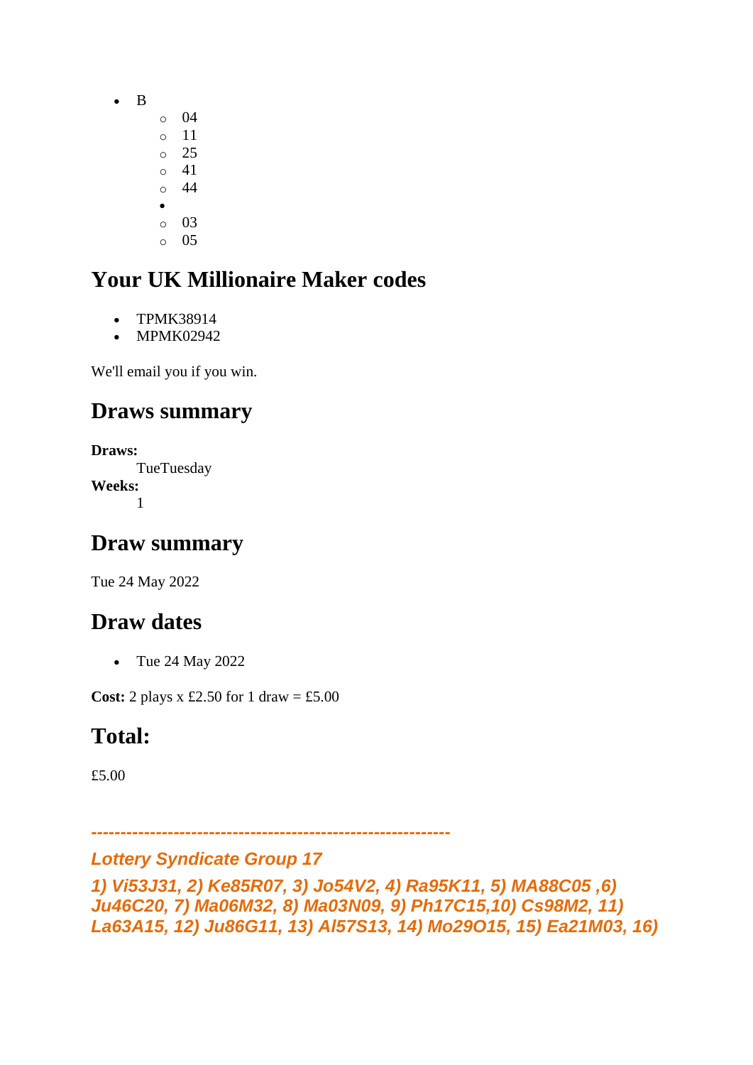- B
  - 04
  - 11
  - 25
  - 41
  - 44
- 
  - 03
  - 05

## Your UK Millionaire Maker codes

- TPMK38914
- MPMK02942

We'll email you if you win.

## Draws summary

**Draws:**
    TueTuesday
**Weeks:**
    1

## Draw summary

Tue 24 May 2022

## Draw dates

- Tue 24 May 2022

**Cost:** 2 plays x £2.50 for 1 draw = £5.00

## Total:

£5.00

***------------------------------------------------------------***

***Lottery Syndicate Group 17***

***1) Vi53J31, 2) Ke85R07, 3) Jo54V2, 4) Ra95K11, 5) MA88C05 ,6) Ju46C20, 7) Ma06M32, 8) Ma03N09, 9) Ph17C15,10) Cs98M2, 11) La63A15, 12) Ju86G11, 13) Al57S13, 14) Mo29O15, 15) Ea21M03, 16)***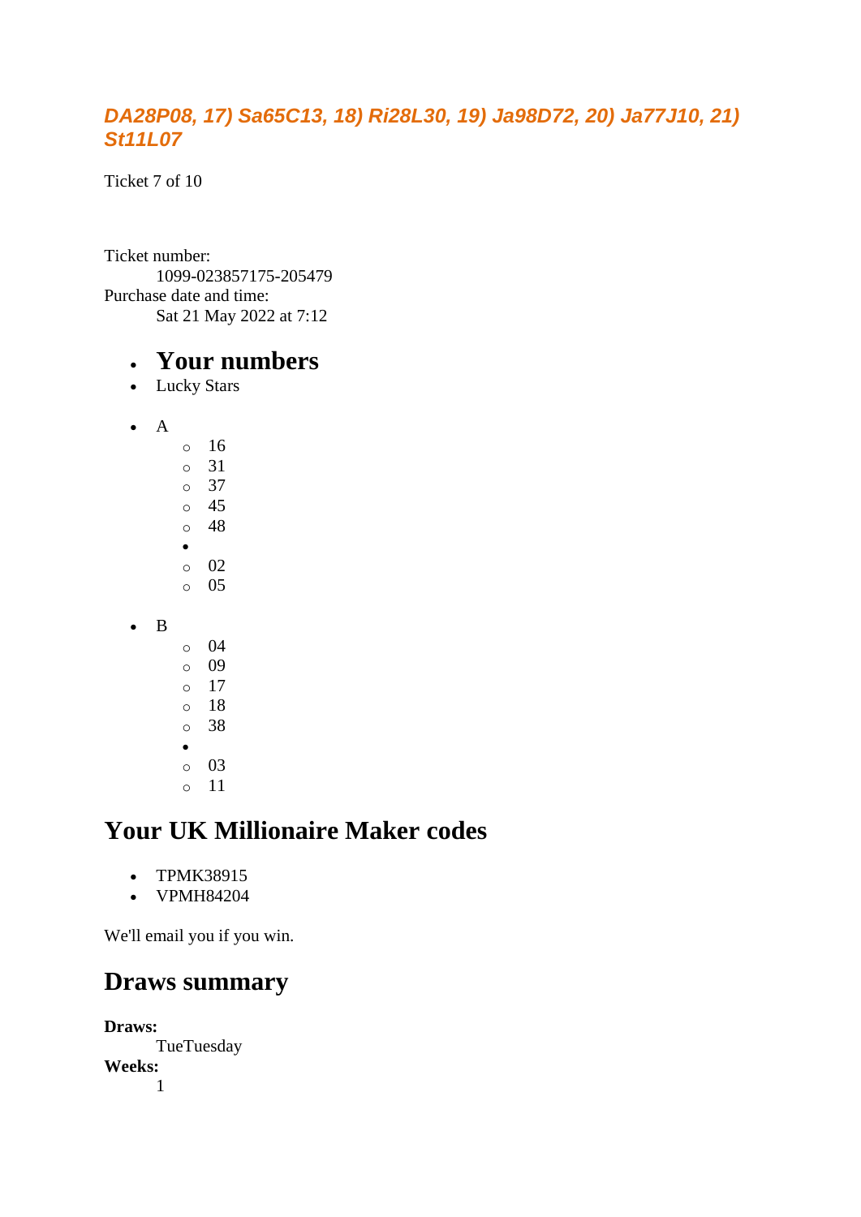*DA28P08, 17) Sa65C13, 18) Ri28L30, 19) Ja98D72, 20) Ja77J10, 21) St11L07*

Ticket 7 of 10

Ticket number:
    1099-023857175-205479
Purchase date and time:
    Sat 21 May 2022 at 7:12

- ## Your numbers
- Lucky Stars

- A
    - 16
    - 31
    - 37
    - 45
    - 48
  - 
    - 02
    - 05

- B
    - 04
    - 09
    - 17
    - 18
    - 38
  - 
    - 03
    - 11

## Your UK Millionaire Maker codes

- TPMK38915
- VPMH84204

We'll email you if you win.

## Draws summary

**Draws:**
    TueTuesday
**Weeks:**
    1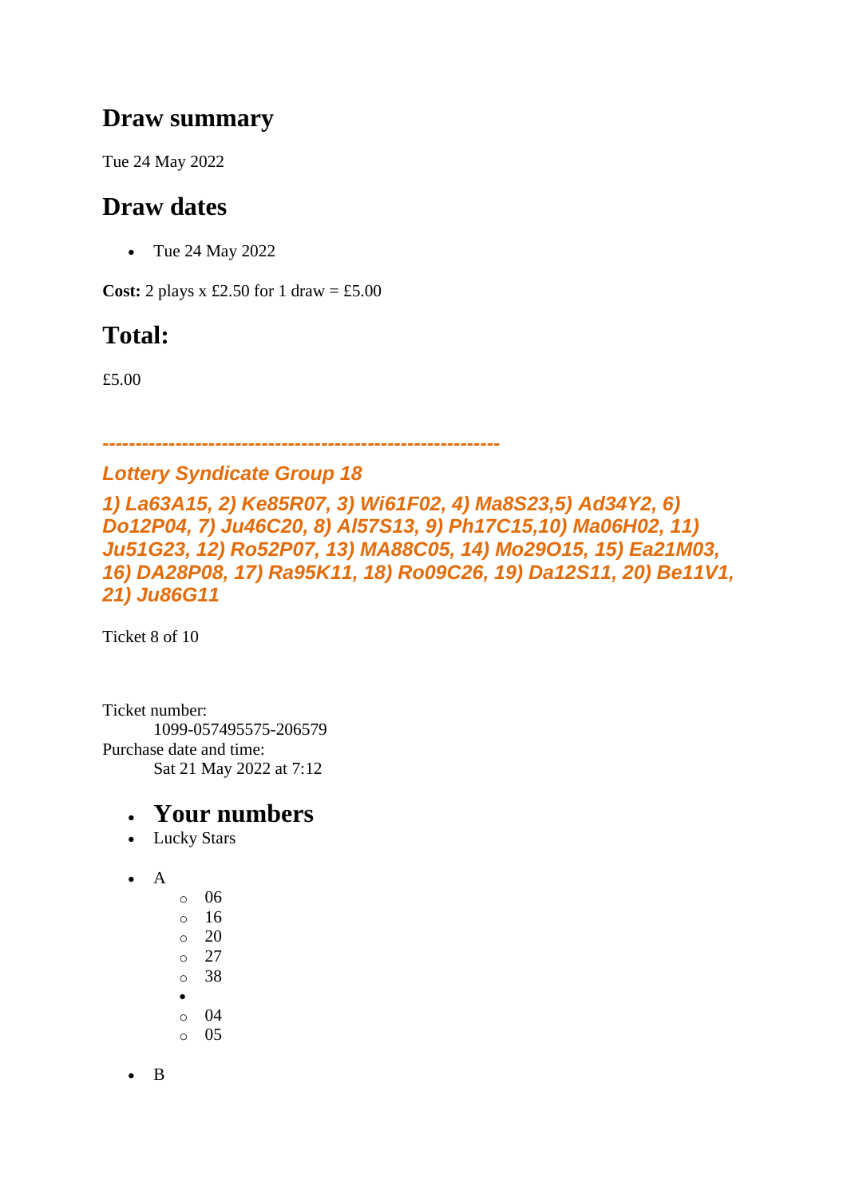## Draw summary

Tue 24 May 2022

## Draw dates

- Tue 24 May 2022

**Cost:** 2 plays x £2.50 for 1 draw = £5.00

## Total:

£5.00

*-----------------------------------------------------------*

### *Lottery Syndicate Group 18*

### *1) La63A15, 2) Ke85R07, 3) Wi61F02, 4) Ma8S23,5) Ad34Y2, 6) Do12P04, 7) Ju46C20, 8) Al57S13, 9) Ph17C15,10) Ma06H02, 11) Ju51G23, 12) Ro52P07, 13) MA88C05, 14) Mo29O15, 15) Ea21M03, 16) DA28P08, 17) Ra95K11, 18) Ro09C26, 19) Da12S11, 20) Be11V1, 21) Ju86G11*

Ticket 8 of 10

Ticket number:
    1099-057495575-206579
Purchase date and time:
    Sat 21 May 2022 at 7:12

- ## Your numbers
- Lucky Stars

- A
    - 06
    - 16
    - 20
    - 27
    - 38
  - 
    - 04
    - 05

- B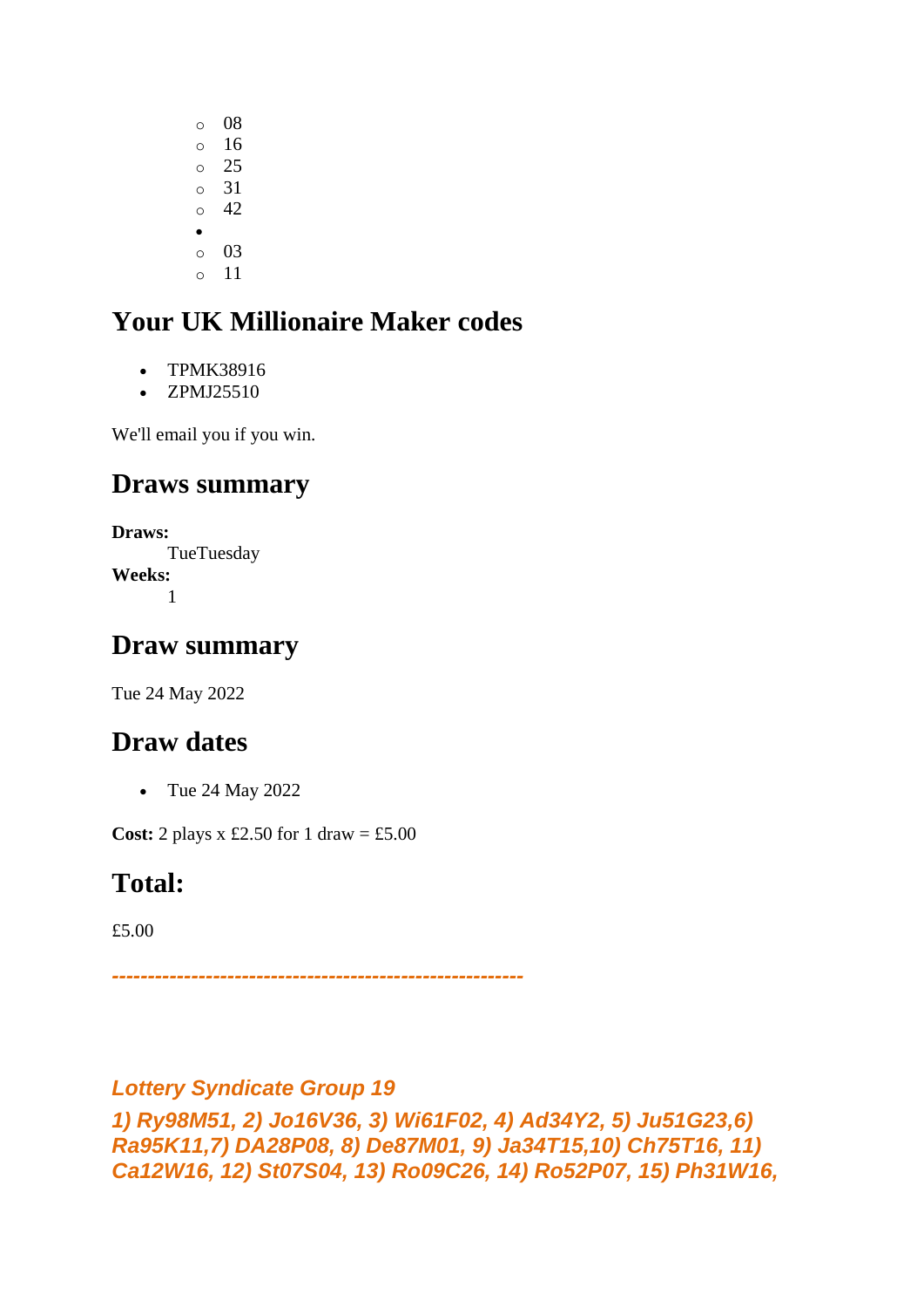- 08
    - 16
    - 25
    - 31
    - 42
-  
    - 03
    - 11

## Your UK Millionaire Maker codes

- TPMK38916
- ZPMJ25510

We'll email you if you win.

## Draws summary

**Draws:**
TueTuesday
**Weeks:**
1

## Draw summary

Tue 24 May 2022

## Draw dates

- Tue 24 May 2022

**Cost:** 2 plays x £2.50 for 1 draw = £5.00

## Total:

£5.00

*--------------------------------------------------------*

***Lottery Syndicate Group 19***

***1) Ry98M51, 2) Jo16V36, 3) Wi61F02, 4) Ad34Y2, 5) Ju51G23,6) Ra95K11,7) DA28P08, 8) De87M01, 9) Ja34T15,10) Ch75T16, 11) Ca12W16, 12) St07S04, 13) Ro09C26, 14) Ro52P07, 15) Ph31W16,***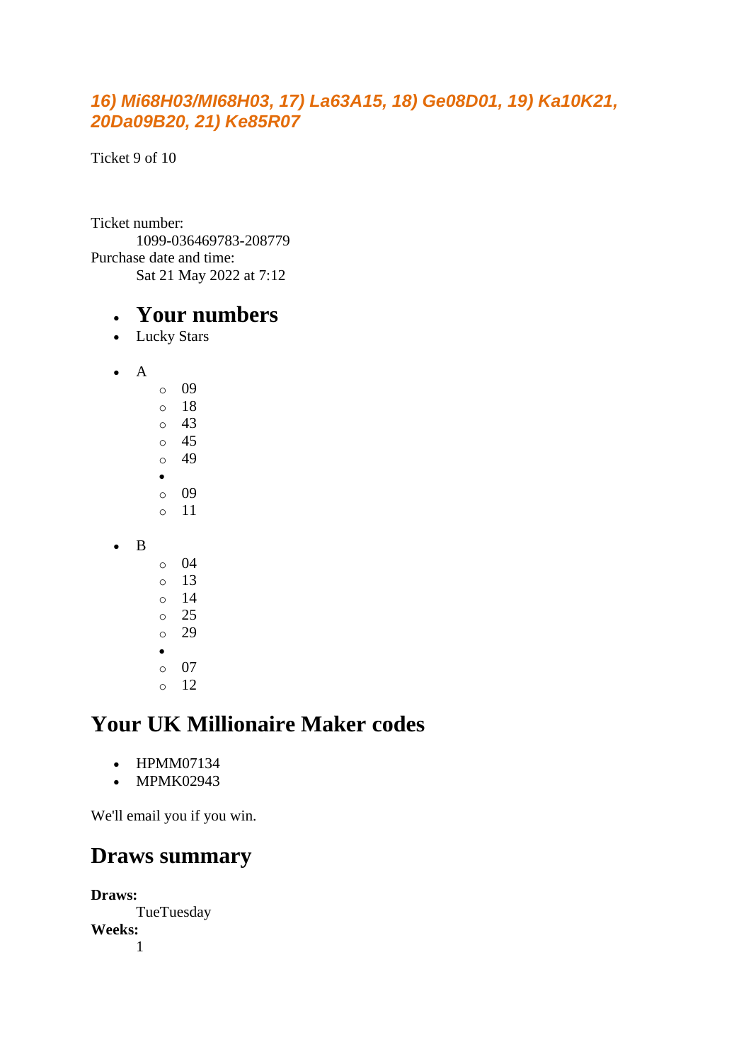### *16) Mi68H03/MI68H03, 17) La63A15, 18) Ge08D01, 19) Ka10K21, 20Da09B20, 21) Ke85R07*

Ticket 9 of 10

Ticket number:
    1099-036469783-208779
Purchase date and time:
    Sat 21 May 2022 at 7:12

- ## Your numbers
- Lucky Stars

- A
  - 09
  - 18
  - 43
  - 45
  - 49
  - 
  - 09
  - 11

- B
  - 04
  - 13
  - 14
  - 25
  - 29
  - 
  - 07
  - 12

## Your UK Millionaire Maker codes

- HPMM07134
- MPMK02943

We'll email you if you win.

## Draws summary

**Draws:**
    TueTuesday
**Weeks:**
    1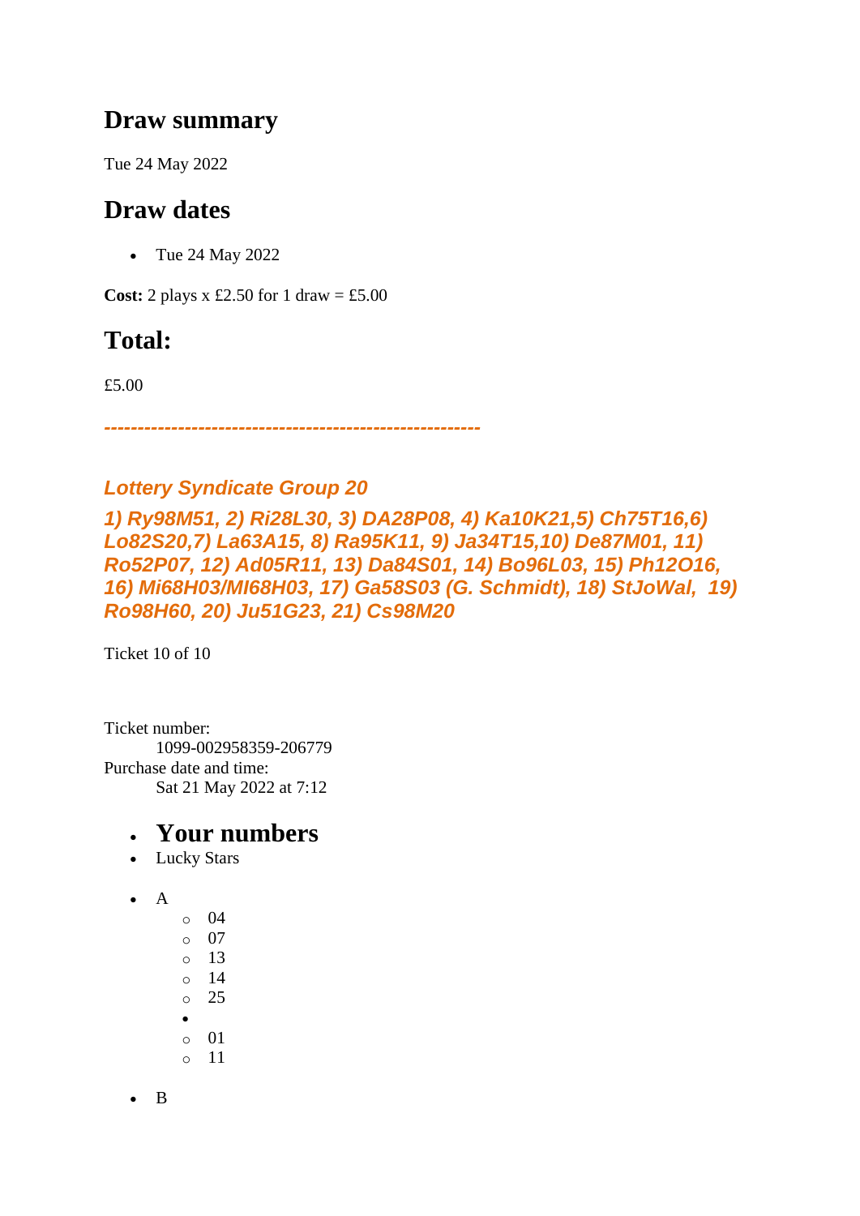## Draw summary

Tue 24 May 2022

## Draw dates

- Tue 24 May 2022

**Cost:** 2 plays x £2.50 for 1 draw = £5.00

## Total:

£5.00

*--------------------------------------------------------*

### *Lottery Syndicate Group 20*

### *1) Ry98M51, 2) Ri28L30, 3) DA28P08, 4) Ka10K21,5) Ch75T16,6) Lo82S20,7) La63A15, 8) Ra95K11, 9) Ja34T15,10) De87M01, 11) Ro52P07, 12) Ad05R11, 13) Da84S01, 14) Bo96L03, 15) Ph12O16, 16) Mi68H03/MI68H03, 17) Ga58S03 (G. Schmidt), 18) StJoWal, 19) Ro98H60, 20) Ju51G23, 21) Cs98M20*

Ticket 10 of 10

Ticket number:
    1099-002958359-206779
Purchase date and time:
    Sat 21 May 2022 at 7:12

- ## Your numbers
- Lucky Stars

- A
    - 04
    - 07
    - 13
    - 14
    - 25
  - 
    - 01
    - 11

- B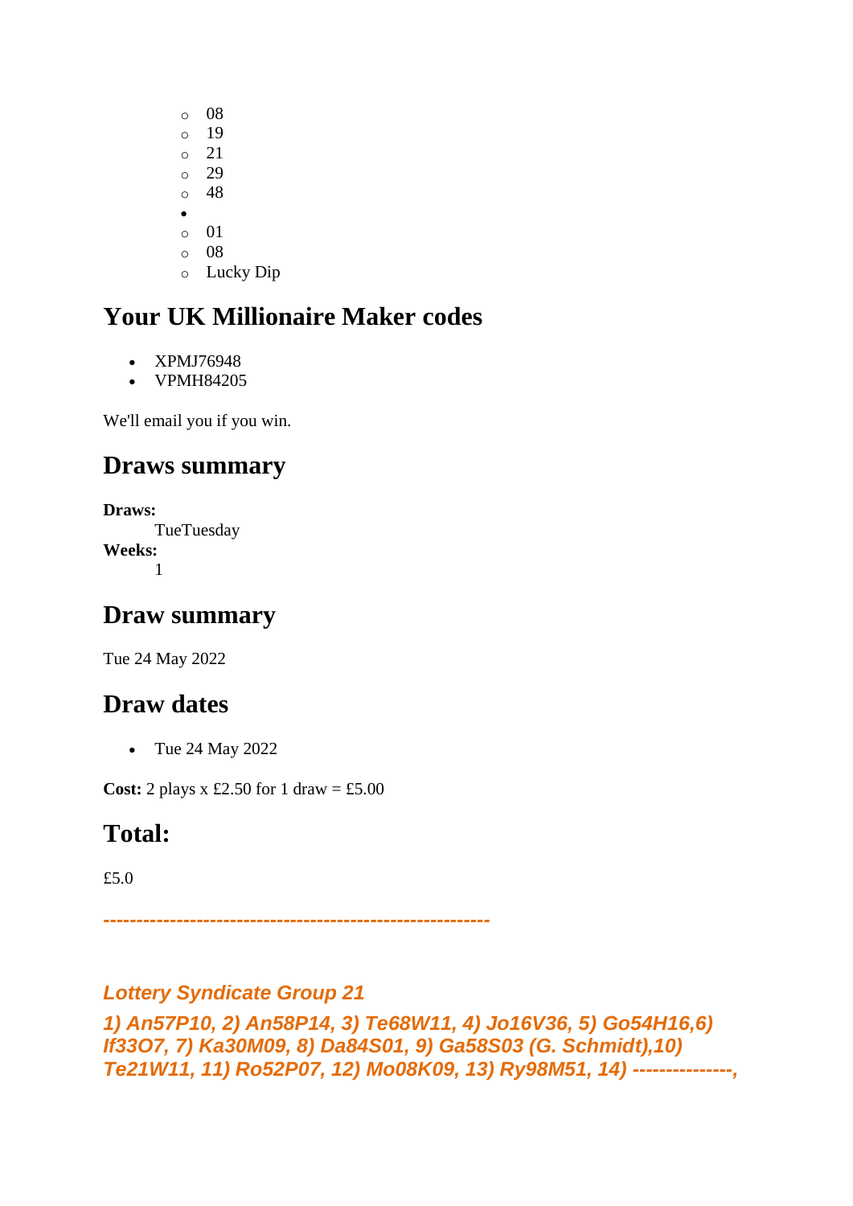- 08
  - 19
  - 21
  - 29
  - 48
- 
  - 01
  - 08
  - Lucky Dip

## Your UK Millionaire Maker codes

- XPMJ76948
- VPMH84205

We'll email you if you win.

## Draws summary

**Draws:**
: TueTuesday

**Weeks:**
: 1

## Draw summary

Tue 24 May 2022

## Draw dates

- Tue 24 May 2022

**Cost:** 2 plays x £2.50 for 1 draw = £5.00

## Total:

£5.0

***---------------------------------------------------------***

### ***Lottery Syndicate Group 21***

***1) An57P10, 2) An58P14, 3) Te68W11, 4) Jo16V36, 5) Go54H16,6) If33O7, 7) Ka30M09, 8) Da84S01, 9) Ga58S03 (G. Schmidt),10) Te21W11, 11) Ro52P07, 12) Mo08K09, 13) Ry98M51, 14) --------------,***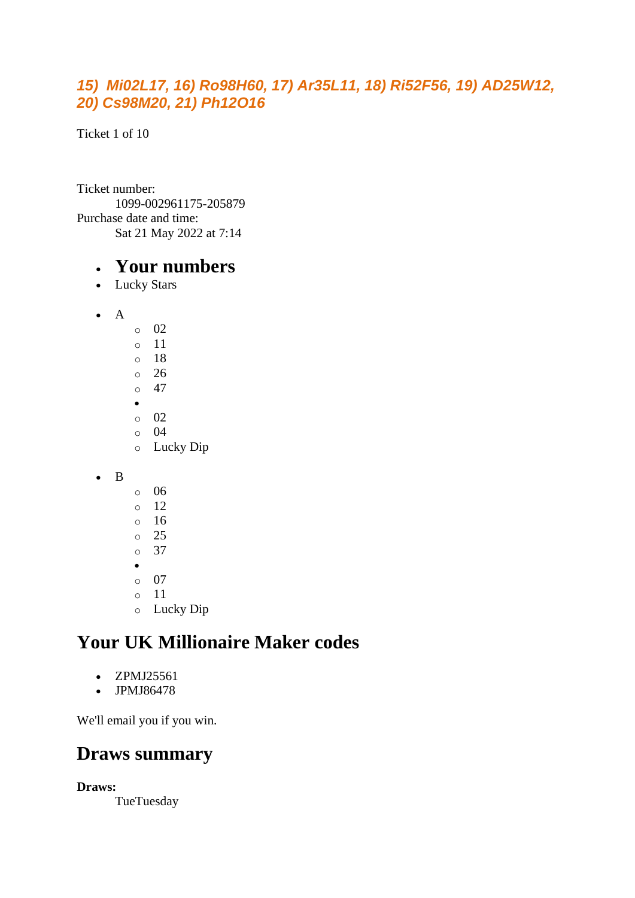***15) Mi02L17, 16) Ro98H60, 17) Ar35L11, 18) Ri52F56, 19) AD25W12, 20) Cs98M20, 21) Ph12O16***

Ticket 1 of 10

Ticket number:
    1099-002961175-205879
Purchase date and time:
    Sat 21 May 2022 at 7:14

- # Your numbers
- Lucky Stars

- A
    - 02
    - 11
    - 18
    - 26
    - 47
    - 
    - 02
    - 04
    - Lucky Dip

- B
    - 06
    - 12
    - 16
    - 25
    - 37
    - 
    - 07
    - 11
    - Lucky Dip

# Your UK Millionaire Maker codes

- ZPMJ25561
- JPMJ86478

We'll email you if you win.

# Draws summary

**Draws:**
    TueTuesday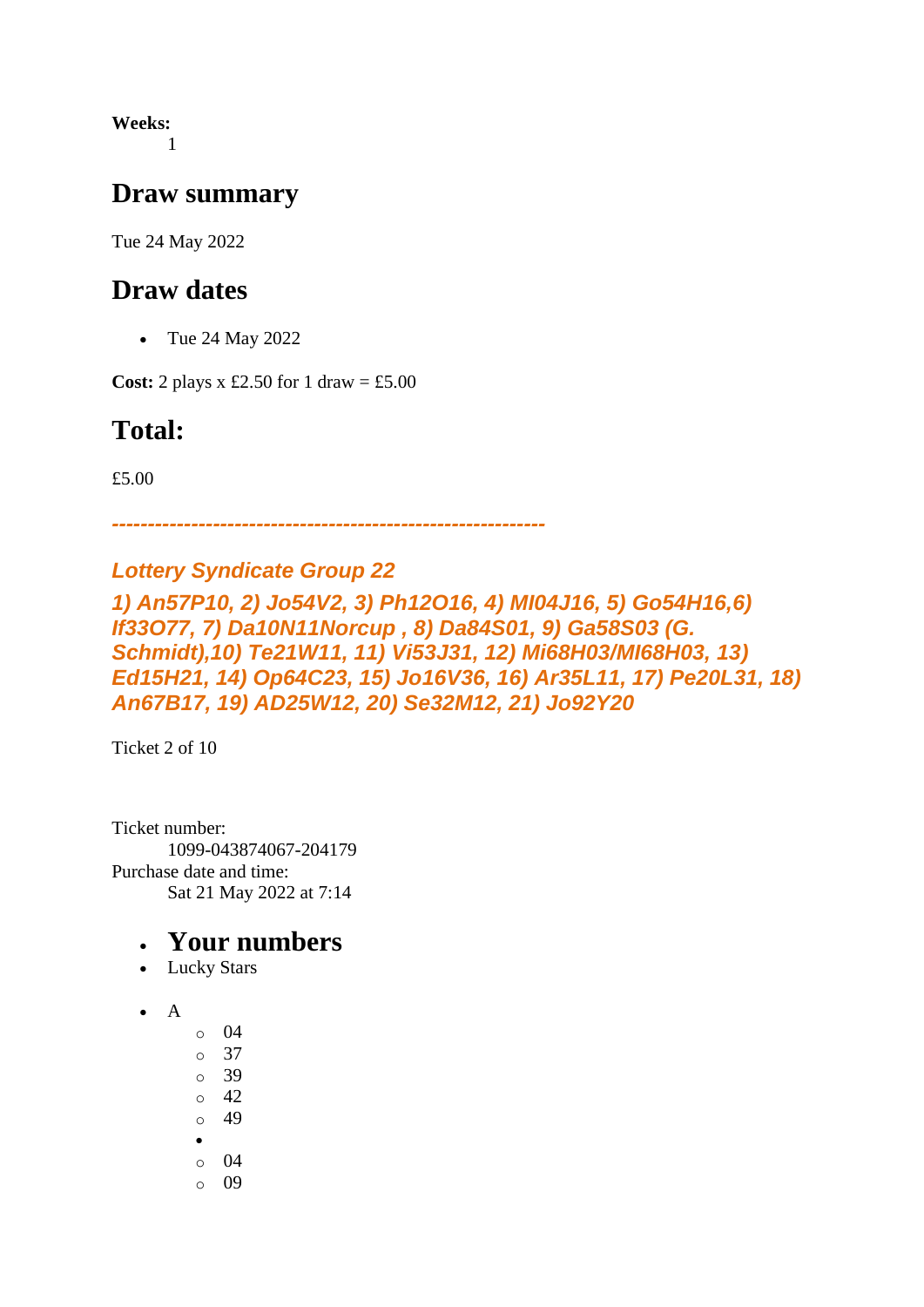**Weeks:**
1

## Draw summary

Tue 24 May 2022

## Draw dates

- Tue 24 May 2022

**Cost:** 2 plays x £2.50 for 1 draw = £5.00

## Total:

£5.00

*-----------------------------------------------------------*

### *Lottery Syndicate Group 22*

### *1) An57P10, 2) Jo54V2, 3) Ph12O16, 4) MI04J16, 5) Go54H16,6) If33O77, 7) Da10N11Norcup , 8) Da84S01, 9) Ga58S03 (G. Schmidt),10) Te21W11, 11) Vi53J31, 12) Mi68H03/MI68H03, 13) Ed15H21, 14) Op64C23, 15) Jo16V36, 16) Ar35L11, 17) Pe20L31, 18) An67B17, 19) AD25W12, 20) Se32M12, 21) Jo92Y20*

Ticket 2 of 10

Ticket number:
1099-043874067-204179
Purchase date and time:
Sat 21 May 2022 at 7:14

- ## Your numbers
- Lucky Stars

- A
  - 04
  - 37
  - 39
  - 42
  - 49
  - 
  - 04
  - 09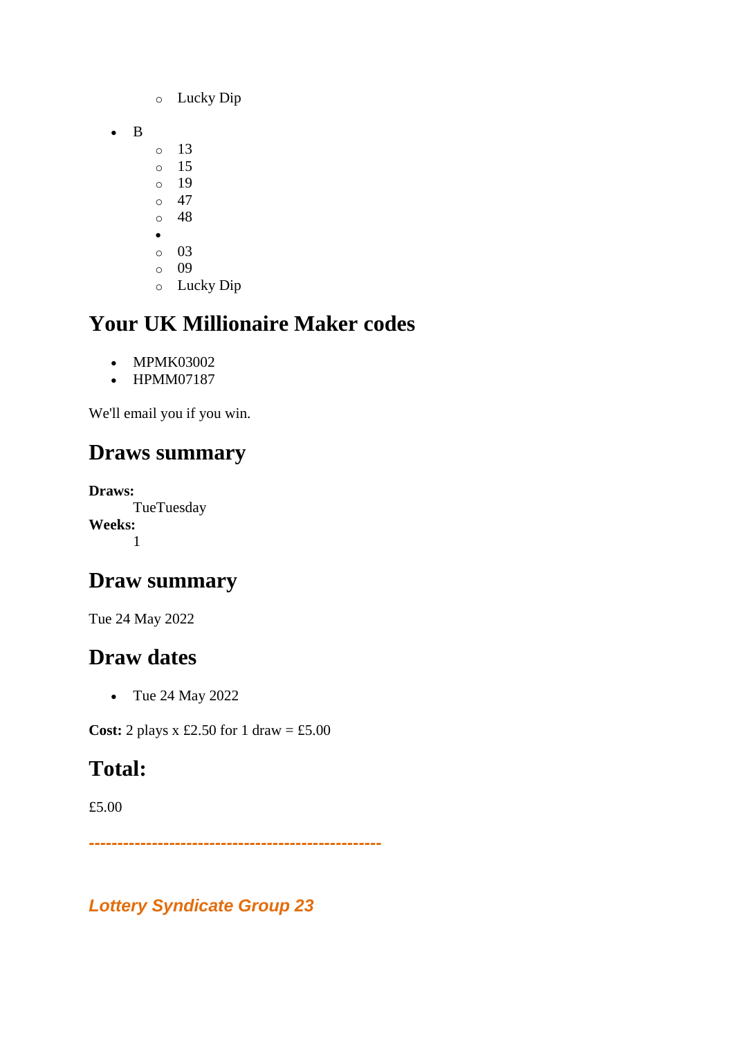- Lucky Dip
- B
    - 13
    - 15
    - 19
    - 47
    - 48
    - 
    - 03
    - 09
    - Lucky Dip

## Your UK Millionaire Maker codes

- MPMK03002
- HPMM07187

We'll email you if you win.

## Draws summary

**Draws:**
TueTuesday
**Weeks:**
1

## Draw summary

Tue 24 May 2022

## Draw dates

- Tue 24 May 2022

**Cost:** 2 plays x £2.50 for 1 draw = £5.00

## Total:

£5.00

***--------------------------------------------------***

***Lottery Syndicate Group 23***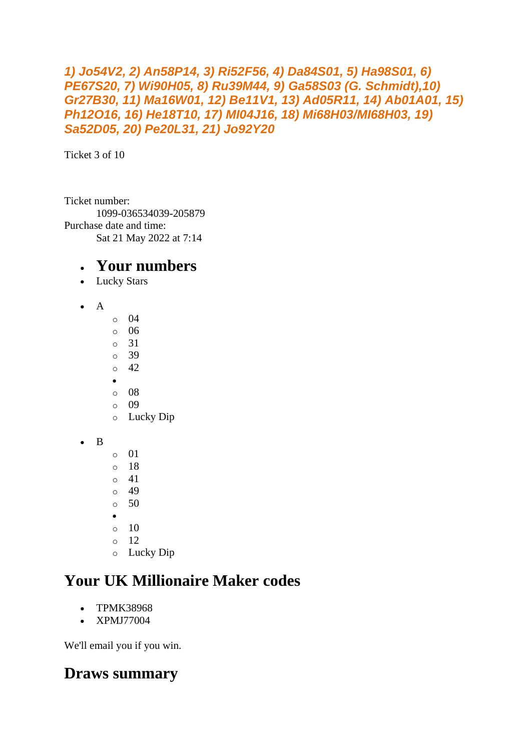*1) Jo54V2, 2) An58P14, 3) Ri52F56, 4) Da84S01, 5) Ha98S01, 6) PE67S20, 7) Wi90H05, 8) Ru39M44, 9) Ga58S03 (G. Schmidt),10) Gr27B30, 11) Ma16W01, 12) Be11V1, 13) Ad05R11, 14) Ab01A01, 15) Ph12O16, 16) He18T10, 17) MI04J16, 18) Mi68H03/MI68H03, 19) Sa52D05, 20) Pe20L31, 21) Jo92Y20*

Ticket 3 of 10

Ticket number:
    1099-036534039-205879
Purchase date and time:
    Sat 21 May 2022 at 7:14

- # Your numbers
- Lucky Stars

- A
  - 04
  - 06
  - 31
  - 39
  - 42
- 
  - 08
  - 09
  - Lucky Dip

- B
  - 01
  - 18
  - 41
  - 49
  - 50
- 
  - 10
  - 12
  - Lucky Dip

## Your UK Millionaire Maker codes

- TPMK38968
- XPMJ77004

We'll email you if you win.

## Draws summary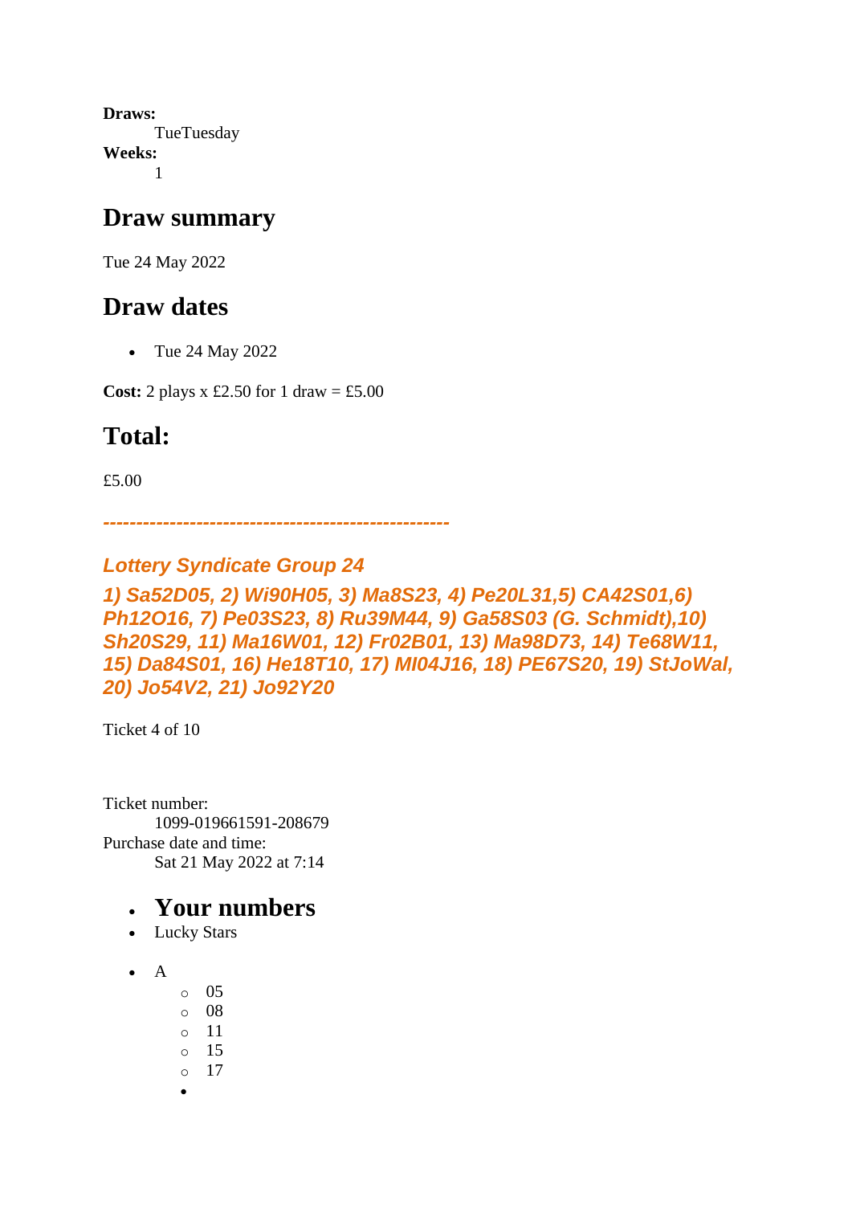**Draws:**
TueTuesday
**Weeks:**
1

## Draw summary

Tue 24 May 2022

## Draw dates

- Tue 24 May 2022

**Cost:** 2 plays x £2.50 for 1 draw = £5.00

## Total:

£5.00

*---------------------------------------------------*

### *Lottery Syndicate Group 24*

### *1) Sa52D05, 2) Wi90H05, 3) Ma8S23, 4) Pe20L31,5) CA42S01,6) Ph12O16, 7) Pe03S23, 8) Ru39M44, 9) Ga58S03 (G. Schmidt),10) Sh20S29, 11) Ma16W01, 12) Fr02B01, 13) Ma98D73, 14) Te68W11, 15) Da84S01, 16) He18T10, 17) MI04J16, 18) PE67S20, 19) StJoWal, 20) Jo54V2, 21) Jo92Y20*

Ticket 4 of 10

Ticket number:
1099-019661591-208679
Purchase date and time:
Sat 21 May 2022 at 7:14

- ## Your numbers
- Lucky Stars

- A
  - 05
  - 08
  - 11
  - 15
  - 17
  -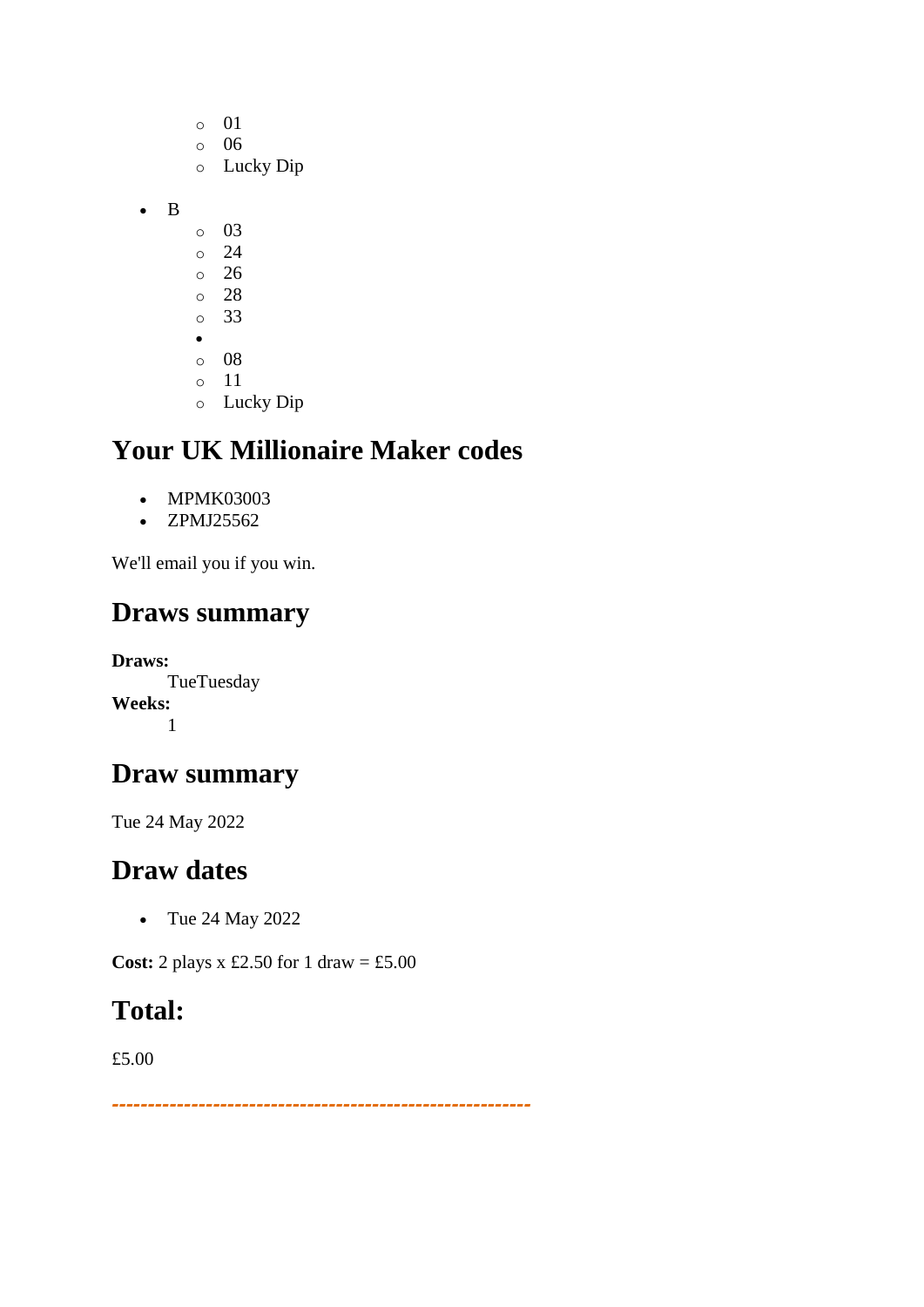- 01
    - 06
    - Lucky Dip

- B
    - 03
    - 24
    - 26
    - 28
    - 33
    - 
    - 08
    - 11
    - Lucky Dip

## Your UK Millionaire Maker codes

- MPMK03003
- ZPMJ25562

We'll email you if you win.

## Draws summary

**Draws:**
TueTuesday
**Weeks:**
1

## Draw summary

Tue 24 May 2022

## Draw dates

- Tue 24 May 2022

**Cost:** 2 plays x £2.50 for 1 draw = £5.00

## Total:

£5.00

---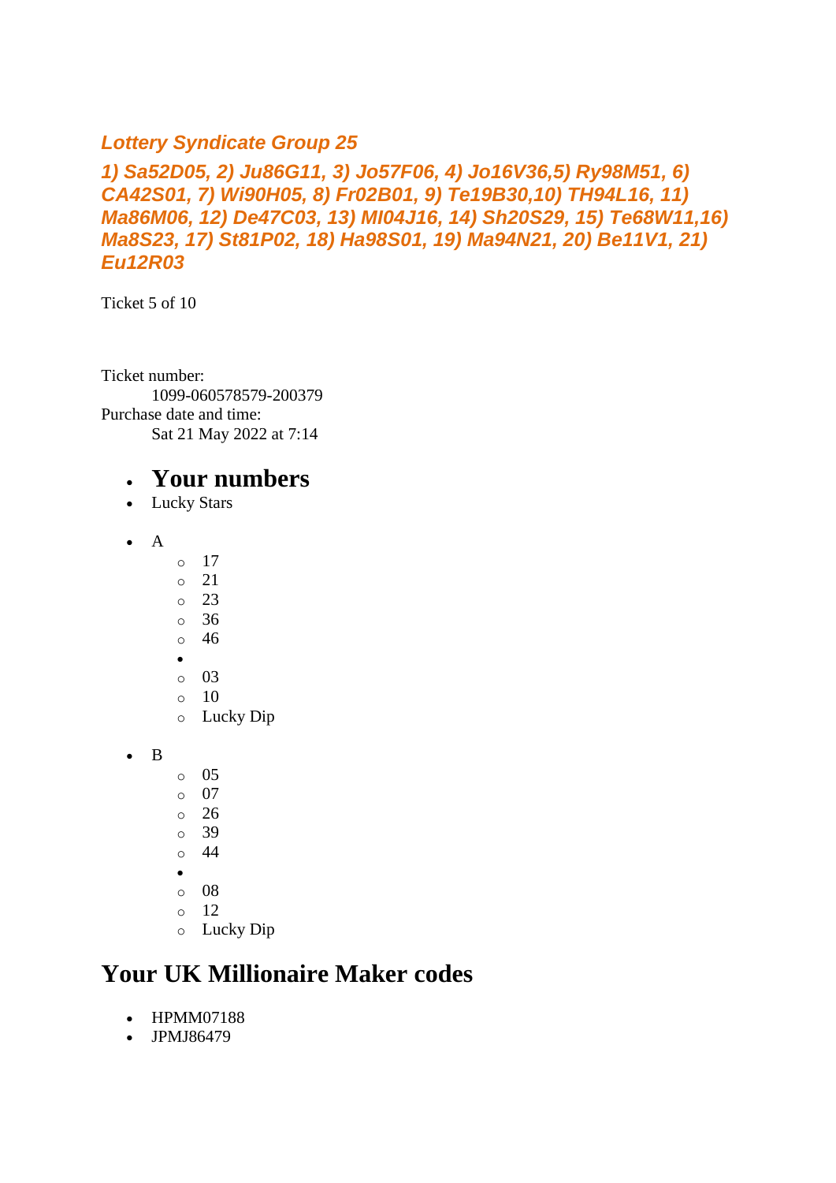***Lottery Syndicate Group 25***

***1) Sa52D05, 2) Ju86G11, 3) Jo57F06, 4) Jo16V36,5) Ry98M51, 6) CA42S01, 7) Wi90H05, 8) Fr02B01, 9) Te19B30,10) TH94L16, 11) Ma86M06, 12) De47C03, 13) Ml04J16, 14) Sh20S29, 15) Te68W11,16) Ma8S23, 17) St81P02, 18) Ha98S01, 19) Ma94N21, 20) Be11V1, 21) Eu12R03***

Ticket 5 of 10

Ticket number:
    1099-060578579-200379
Purchase date and time:
    Sat 21 May 2022 at 7:14

- ## Your numbers
- Lucky Stars

- A
  - 17
  - 21
  - 23
  - 36
  - 46
  -
  - 03
  - 10
  - Lucky Dip

- B
  - 05
  - 07
  - 26
  - 39
  - 44
  -
  - 08
  - 12
  - Lucky Dip

## Your UK Millionaire Maker codes

- HPMM07188
- JPMJ86479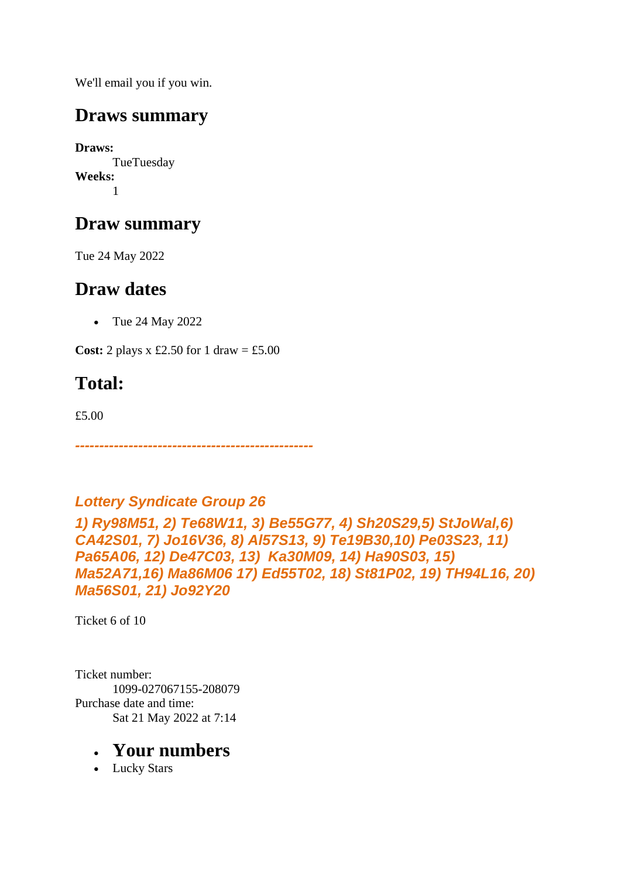We'll email you if you win.

## Draws summary

**Draws:**
TueTuesday
**Weeks:**
1

## Draw summary

Tue 24 May 2022

## Draw dates

- Tue 24 May 2022

**Cost:** 2 plays x £2.50 for 1 draw = £5.00

## Total:

£5.00

***------------------------------------------------***

***Lottery Syndicate Group 26***

***1) Ry98M51, 2) Te68W11, 3) Be55G77, 4) Sh20S29,5) StJoWal,6) CA42S01, 7) Jo16V36, 8) Al57S13, 9) Te19B30,10) Pe03S23, 11) Pa65A06, 12) De47C03, 13)  Ka30M09, 14) Ha90S03, 15) Ma52A71,16) Ma86M06 17) Ed55T02, 18) St81P02, 19) TH94L16, 20) Ma56S01, 21) Jo92Y20***

Ticket 6 of 10

Ticket number:
1099-027067155-208079
Purchase date and time:
Sat 21 May 2022 at 7:14

- ## Your numbers
- Lucky Stars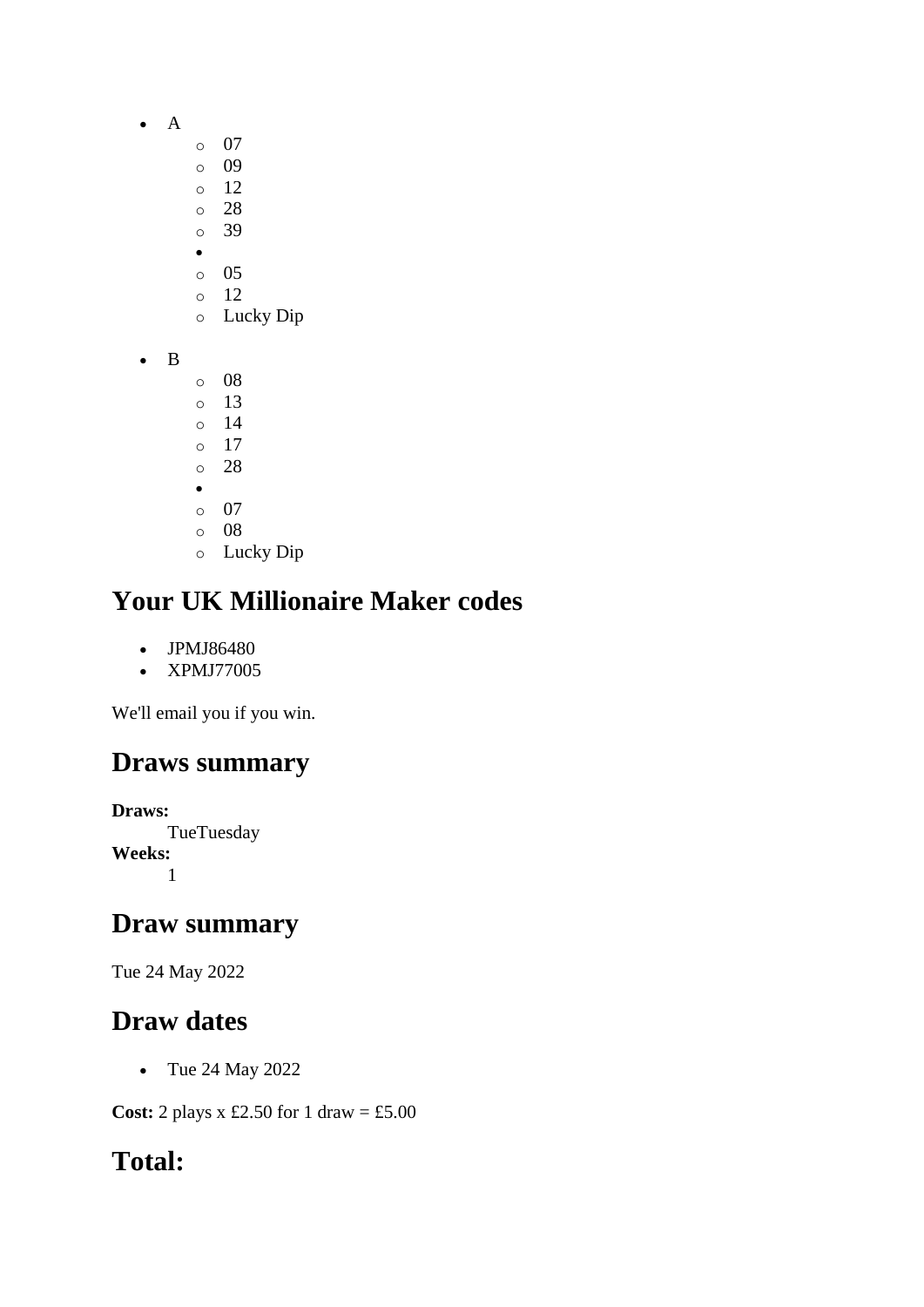- A
    - 07
    - 09
    - 12
    - 28
    - 39
  - 
    - 05
    - 12
    - Lucky Dip

- B
    - 08
    - 13
    - 14
    - 17
    - 28
  - 
    - 07
    - 08
    - Lucky Dip

## Your UK Millionaire Maker codes

- JPMJ86480
- XPMJ77005

We'll email you if you win.

## Draws summary

**Draws:**
TueTuesday

**Weeks:**
1

## Draw summary

Tue 24 May 2022

## Draw dates

- Tue 24 May 2022

**Cost:** 2 plays x £2.50 for 1 draw = £5.00

## Total: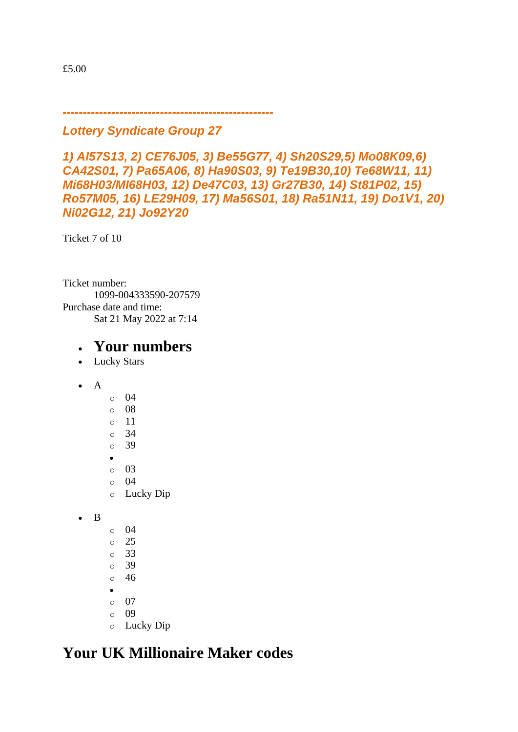£5.00

***---------------------------------------------------***

***Lottery Syndicate Group 27***

***1) Al57S13, 2) CE76J05, 3) Be55G77, 4) Sh20S29,5) Mo08K09,6) CA42S01, 7) Pa65A06, 8) Ha90S03, 9) Te19B30,10) Te68W11, 11) Mi68H03/MI68H03, 12) De47C03, 13) Gr27B30, 14) St81P02, 15) Ro57M05, 16) LE29H09, 17) Ma56S01, 18) Ra51N11, 19) Do1V1, 20) Ni02G12, 21) Jo92Y20***

Ticket 7 of 10

Ticket number:
1099-004333590-207579
Purchase date and time:
Sat 21 May 2022 at 7:14

- **Your numbers**
- Lucky Stars

- A
  - 04
  - 08
  - 11
  - 34
  - 39
  -
  - 03
  - 04
  - Lucky Dip

- B
  - 04
  - 25
  - 33
  - 39
  - 46
  -
  - 07
  - 09
  - Lucky Dip

## Your UK Millionaire Maker codes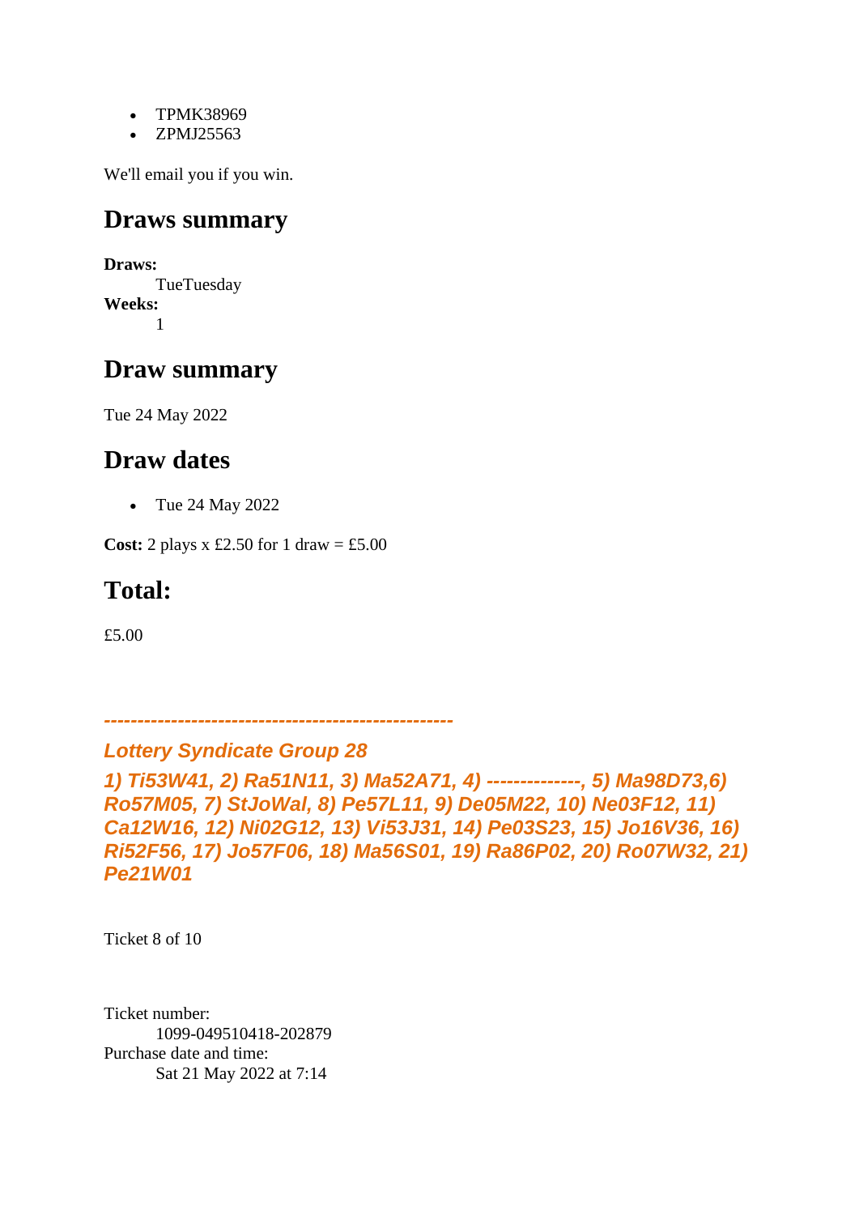- TPMK38969
- ZPMJ25563

We'll email you if you win.

## Draws summary

**Draws:**
TueTuesday
**Weeks:**
1

## Draw summary

Tue 24 May 2022

## Draw dates

- Tue 24 May 2022

**Cost:** 2 plays x £2.50 for 1 draw = £5.00

## Total:

£5.00

---------------------------------------------------

***Lottery Syndicate Group 28***

***1) Ti53W41, 2) Ra51N11, 3) Ma52A71, 4) --------------, 5) Ma98D73,6) Ro57M05, 7) StJoWal, 8) Pe57L11, 9) De05M22, 10) Ne03F12, 11) Ca12W16, 12) Ni02G12, 13) Vi53J31, 14) Pe03S23, 15) Jo16V36, 16) Ri52F56, 17) Jo57F06, 18) Ma56S01, 19) Ra86P02, 20) Ro07W32, 21) Pe21W01***

Ticket 8 of 10

Ticket number:
1099-049510418-202879
Purchase date and time:
Sat 21 May 2022 at 7:14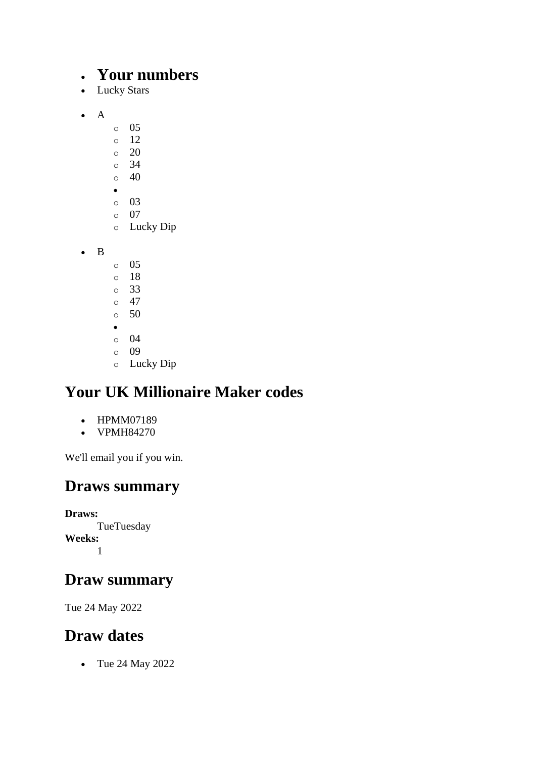- **Your numbers**
- Lucky Stars

- A
    - 05
    - 12
    - 20
    - 34
    - 40
  - 
    - 03
    - 07
    - Lucky Dip

- B
    - 05
    - 18
    - 33
    - 47
    - 50
  - 
    - 04
    - 09
    - Lucky Dip

## Your UK Millionaire Maker codes

- HPMM07189
- VPMH84270

We'll email you if you win.

## Draws summary

**Draws:**
TueTuesday
**Weeks:**
1

## Draw summary

Tue 24 May 2022

## Draw dates

- Tue 24 May 2022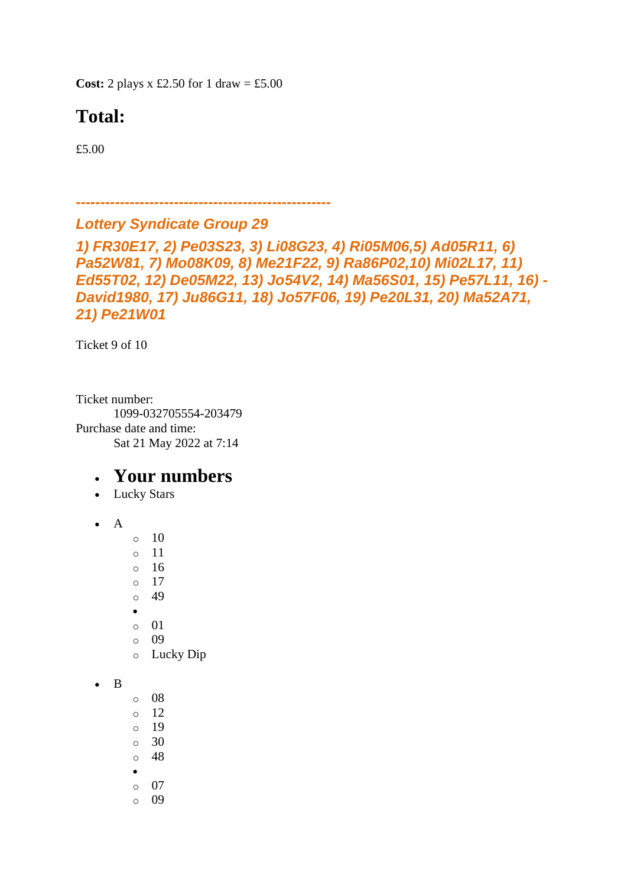**Cost:** 2 plays x £2.50 for 1 draw = £5.00

# Total:

£5.00

***---------------------------------------------------***

***Lottery Syndicate Group 29***

***1) FR30E17, 2) Pe03S23, 3) Li08G23, 4) Ri05M06,5) Ad05R11, 6) Pa52W81, 7) Mo08K09, 8) Me21F22, 9) Ra86P02,10) Mi02L17, 11) Ed55T02, 12) De05M22, 13) Jo54V2, 14) Ma56S01, 15) Pe57L11, 16) -David1980, 17) Ju86G11, 18) Jo57F06, 19) Pe20L31, 20) Ma52A71, 21) Pe21W01***

Ticket 9 of 10

Ticket number:
    1099-032705554-203479
Purchase date and time:
    Sat 21 May 2022 at 7:14

- ## Your numbers
- Lucky Stars

- A
  - 10
  - 11
  - 16
  - 17
  - 49
  - 
  - 01
  - 09
  - Lucky Dip

- B
  - 08
  - 12
  - 19
  - 30
  - 48
  - 
  - 07
  - 09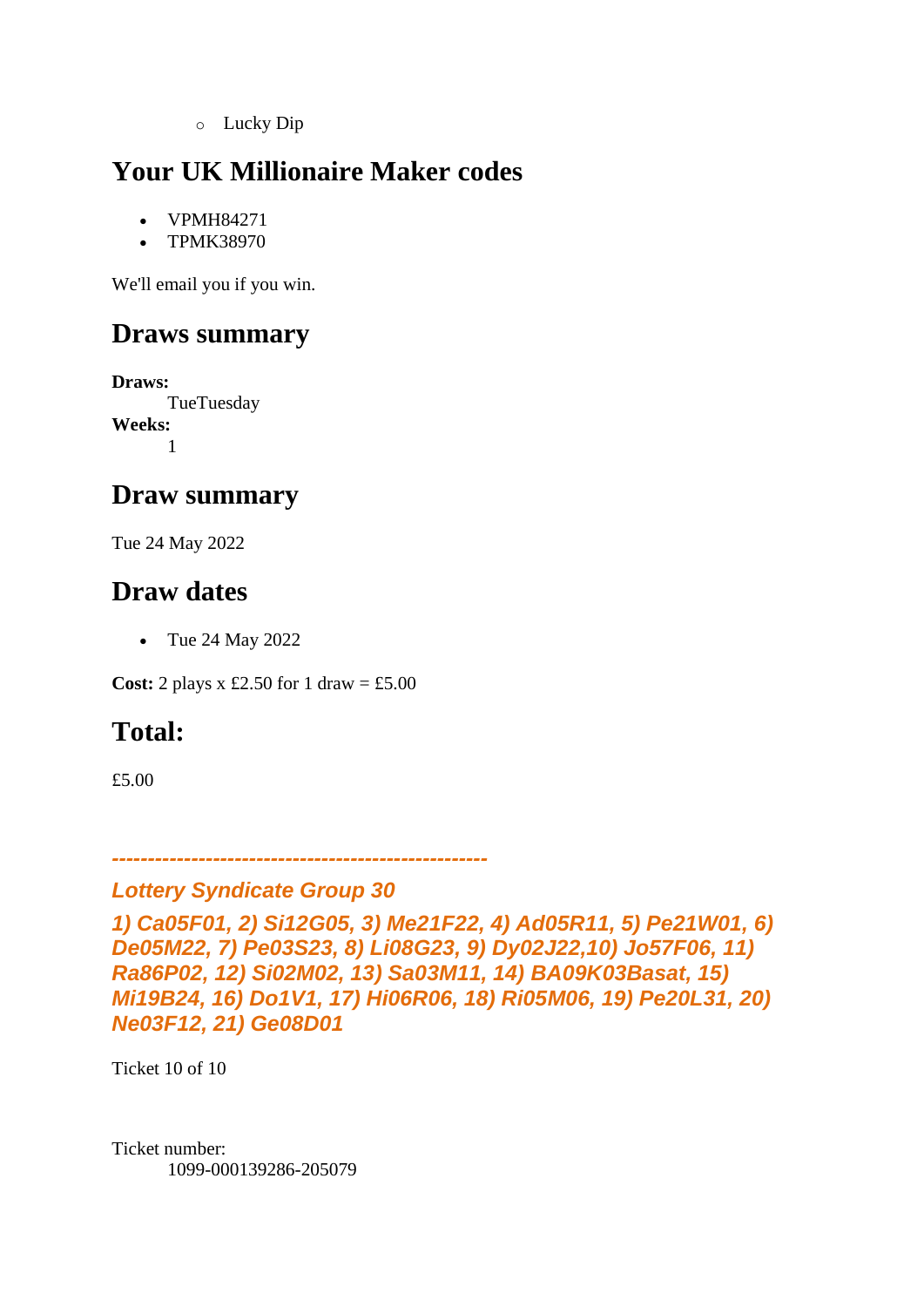- Lucky Dip

## Your UK Millionaire Maker codes

- VPMH84271
- TPMK38970

We'll email you if you win.

## Draws summary

**Draws:**
TueTuesday
**Weeks:**
1

## Draw summary

Tue 24 May 2022

## Draw dates

- Tue 24 May 2022

**Cost:** 2 plays x £2.50 for 1 draw = £5.00

## Total:

£5.00

*----------------------------------------------------*

***Lottery Syndicate Group 30***

***1) Ca05F01, 2) Si12G05, 3) Me21F22, 4) Ad05R11, 5) Pe21W01, 6) De05M22, 7) Pe03S23, 8) Li08G23, 9) Dy02J22,10) Jo57F06, 11) Ra86P02, 12) Si02M02, 13) Sa03M11, 14) BA09K03Basat, 15) Mi19B24, 16) Do1V1, 17) Hi06R06, 18) Ri05M06, 19) Pe20L31, 20) Ne03F12, 21) Ge08D01***

Ticket 10 of 10

Ticket number:
1099-000139286-205079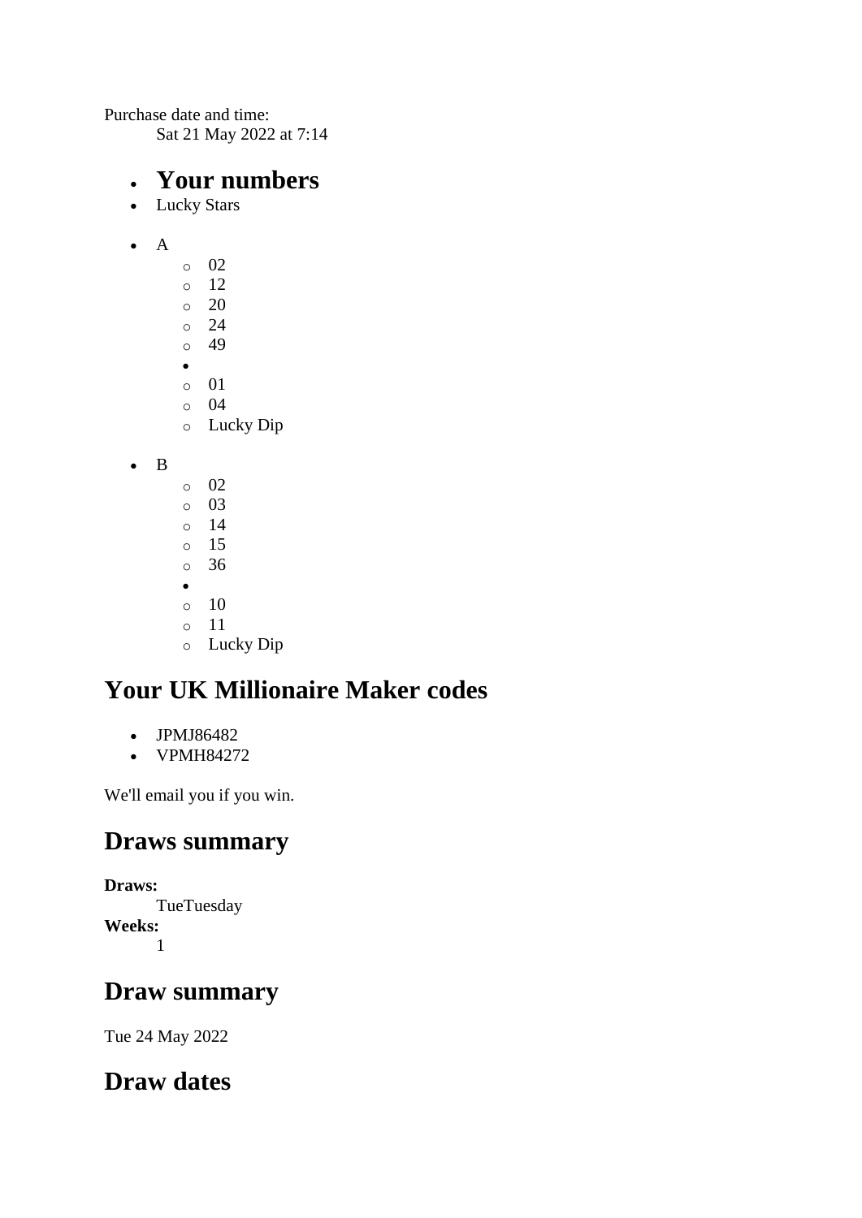Purchase date and time:
    Sat 21 May 2022 at 7:14

- **Your numbers**
- Lucky Stars

- A
    - 02
    - 12
    - 20
    - 24
    - 49
  - 
    - 01
    - 04
    - Lucky Dip

- B
    - 02
    - 03
    - 14
    - 15
    - 36
  - 
    - 10
    - 11
    - Lucky Dip

## Your UK Millionaire Maker codes

- JPMJ86482
- VPMH84272

We'll email you if you win.

## Draws summary

**Draws:**
    TueTuesday
**Weeks:**
    1

## Draw summary

Tue 24 May 2022

## Draw dates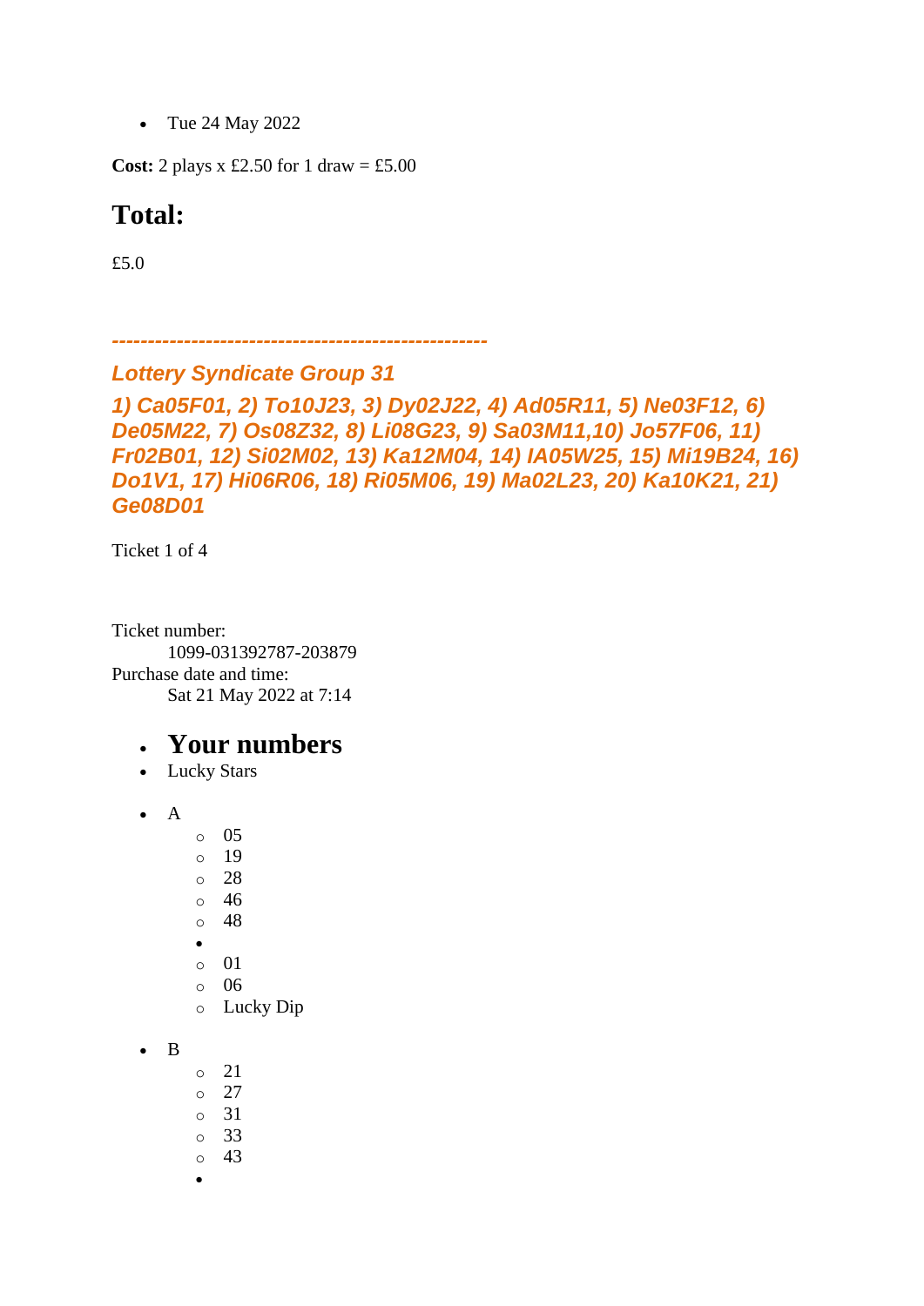- Tue 24 May 2022

**Cost:** 2 plays x £2.50 for 1 draw = £5.00

# Total:

£5.0

***---------------------------------------------------***

### ***Lottery Syndicate Group 31***

### ***1) Ca05F01, 2) To10J23, 3) Dy02J22, 4) Ad05R11, 5) Ne03F12, 6) De05M22, 7) Os08Z32, 8) Li08G23, 9) Sa03M11,10) Jo57F06, 11) Fr02B01, 12) Si02M02, 13) Ka12M04, 14) IA05W25, 15) Mi19B24, 16) Do1V1, 17) Hi06R06, 18) Ri05M06, 19) Ma02L23, 20) Ka10K21, 21) Ge08D01***

Ticket 1 of 4

Ticket number:
 1099-031392787-203879
Purchase date and time:
 Sat 21 May 2022 at 7:14

- # Your numbers
- Lucky Stars

- A
  - 05
  - 19
  - 28
  - 46
  - 48
  -
  - 01
  - 06
  - Lucky Dip

- B
  - 21
  - 27
  - 31
  - 33
  - 43
  -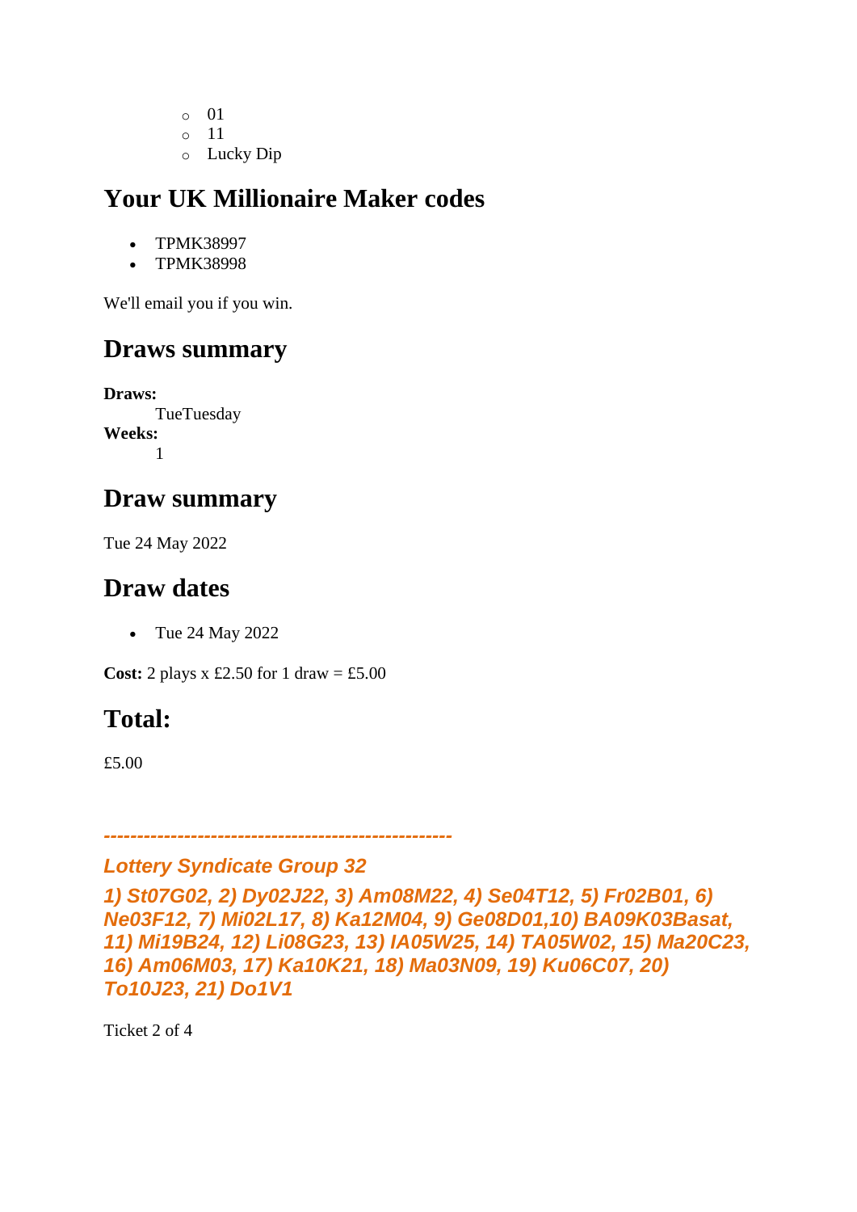- 01
    - 11
    - Lucky Dip

## Your UK Millionaire Maker codes

- TPMK38997
- TPMK38998

We'll email you if you win.

## Draws summary

**Draws:**
TueTuesday
**Weeks:**
1

## Draw summary

Tue 24 May 2022

## Draw dates

- Tue 24 May 2022

**Cost:** 2 plays x £2.50 for 1 draw = £5.00

## Total:

£5.00

*---------------------------------------------------*

***Lottery Syndicate Group 32***

***1) St07G02, 2) Dy02J22, 3) Am08M22, 4) Se04T12, 5) Fr02B01, 6) Ne03F12, 7) Mi02L17, 8) Ka12M04, 9) Ge08D01,10) BA09K03Basat, 11) Mi19B24, 12) Li08G23, 13) IA05W25, 14) TA05W02, 15) Ma20C23, 16) Am06M03, 17) Ka10K21, 18) Ma03N09, 19) Ku06C07, 20) To10J23, 21) Do1V1***

Ticket 2 of 4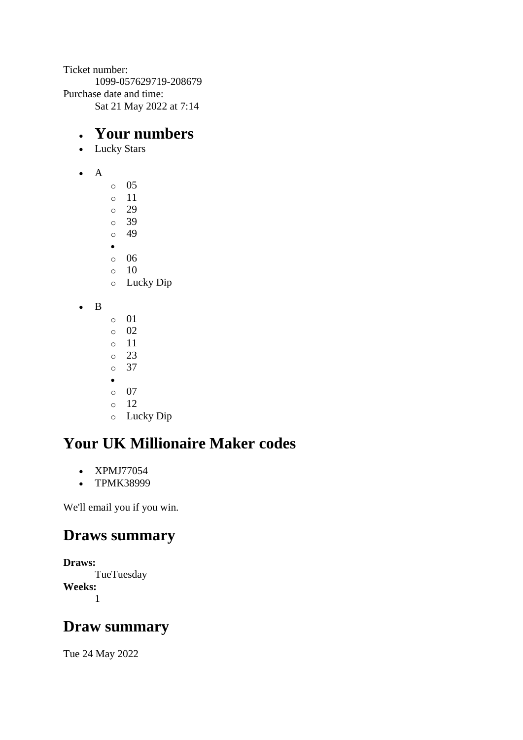Ticket number:
    1099-057629719-208679
Purchase date and time:
    Sat 21 May 2022 at 7:14

- # Your numbers
- Lucky Stars

- A
    - 05
    - 11
    - 29
    - 39
    - 49
  - 
    - 06
    - 10
    - Lucky Dip

- B
    - 01
    - 02
    - 11
    - 23
    - 37
  - 
    - 07
    - 12
    - Lucky Dip

## Your UK Millionaire Maker codes

- XPMJ77054
- TPMK38999

We'll email you if you win.

## Draws summary

**Draws:**
    TueTuesday
**Weeks:**
    1

## Draw summary

Tue 24 May 2022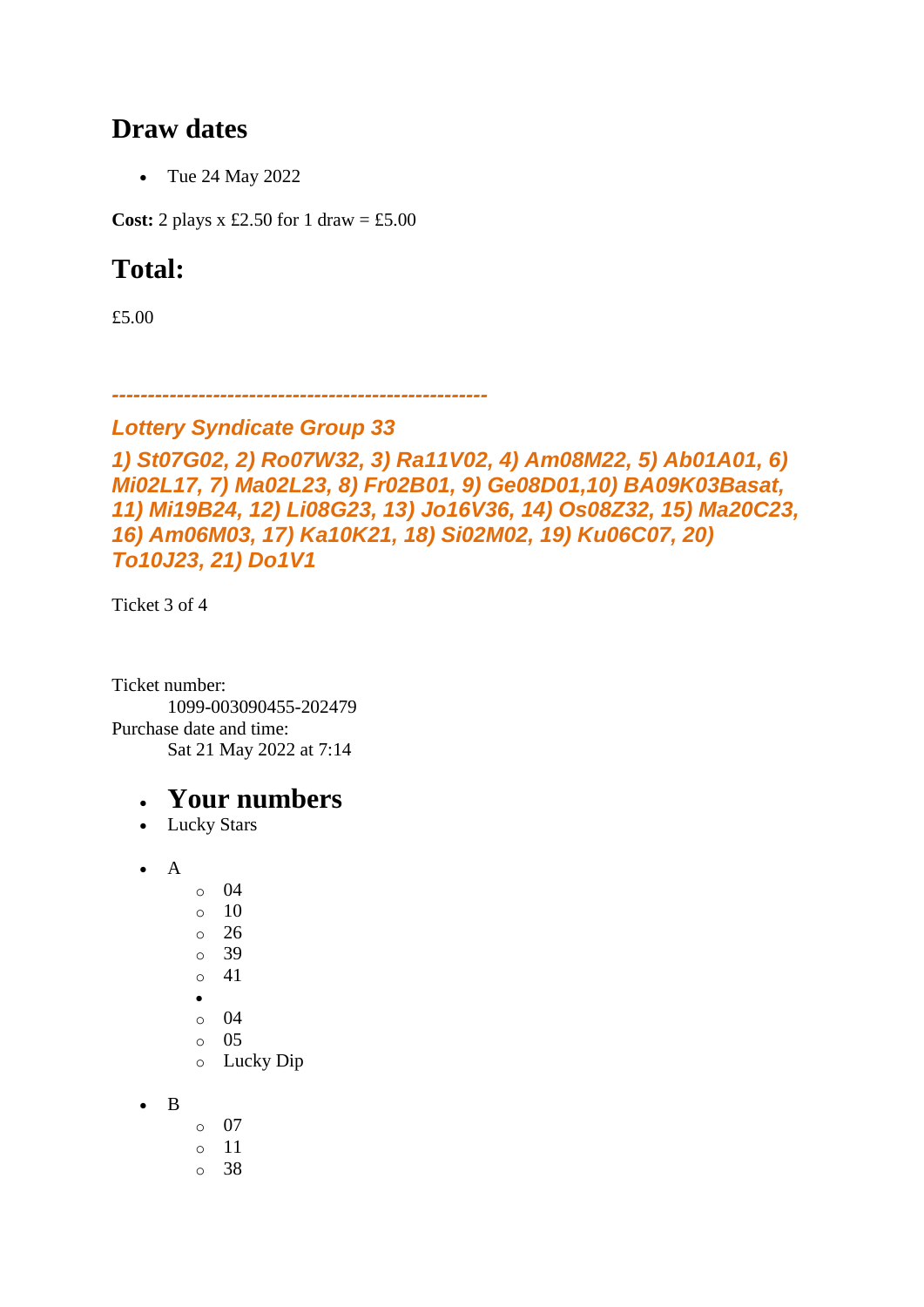## Draw dates

- Tue 24 May 2022

**Cost:** 2 plays x £2.50 for 1 draw = £5.00

## Total:

£5.00

***---------------------------------------------------***

***Lottery Syndicate Group 33***

***1) St07G02, 2) Ro07W32, 3) Ra11V02, 4) Am08M22, 5) Ab01A01, 6) Mi02L17, 7) Ma02L23, 8) Fr02B01, 9) Ge08D01,10) BA09K03Basat, 11) Mi19B24, 12) Li08G23, 13) Jo16V36, 14) Os08Z32, 15) Ma20C23, 16) Am06M03, 17) Ka10K21, 18) Si02M02, 19) Ku06C07, 20) To10J23, 21) Do1V1***

Ticket 3 of 4

Ticket number:
  1099-003090455-202479
Purchase date and time:
  Sat 21 May 2022 at 7:14

- # Your numbers
- Lucky Stars

- A
  - 04
  - 10
  - 26
  - 39
  - 41
- 
  - 04
  - 05
  - Lucky Dip

- B
  - 07
  - 11
  - 38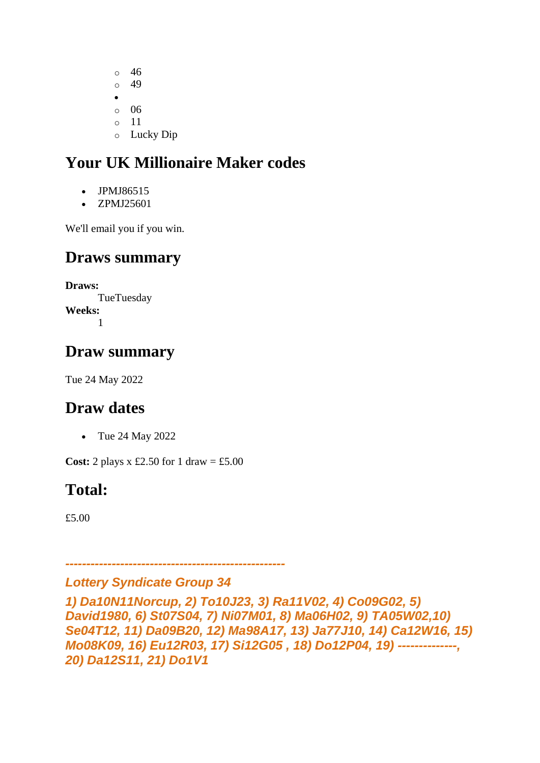- 46
  - 49
- 
  - 06
  - 11
  - Lucky Dip

## Your UK Millionaire Maker codes

- JPMJ86515
- ZPMJ25601

We'll email you if you win.

## Draws summary

**Draws:**
TueTuesday
**Weeks:**
1

## Draw summary

Tue 24 May 2022

## Draw dates

- Tue 24 May 2022

**Cost:** 2 plays x £2.50 for 1 draw = £5.00

## Total:

£5.00

*----------------------------------------------------*

***Lottery Syndicate Group 34***

***1) Da10N11Norcup, 2) To10J23, 3) Ra11V02, 4) Co09G02, 5) David1980, 6) St07S04, 7) Ni07M01, 8) Ma06H02, 9) TA05W02,10) Se04T12, 11) Da09B20, 12) Ma98A17, 13) Ja77J10, 14) Ca12W16, 15) Mo08K09, 16) Eu12R03, 17) Si12G05 , 18) Do12P04, 19) --------------, 20) Da12S11, 21) Do1V1***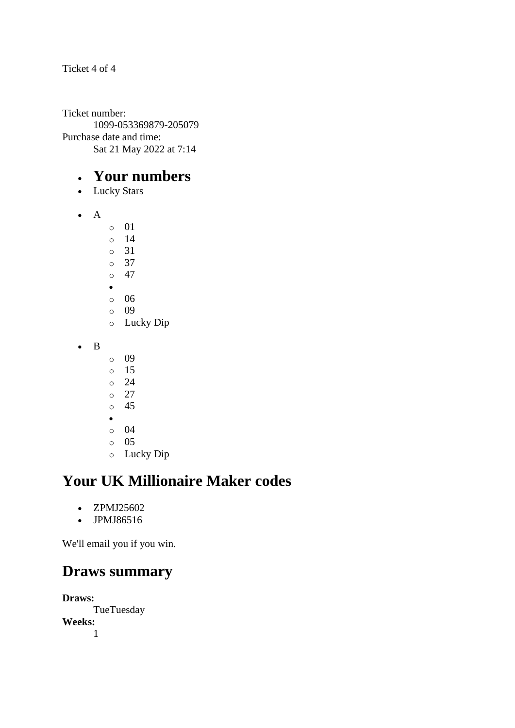Ticket 4 of 4

Ticket number:
    1099-053369879-205079
Purchase date and time:
    Sat 21 May 2022 at 7:14

- ## Your numbers
- Lucky Stars

- A
  - 01
  - 14
  - 31
  - 37
  - 47
-
  - 06
  - 09
  - Lucky Dip

- B
  - 09
  - 15
  - 24
  - 27
  - 45
-
  - 04
  - 05
  - Lucky Dip

## Your UK Millionaire Maker codes

- ZPMJ25602
- JPMJ86516

We'll email you if you win.

## Draws summary

**Draws:**
    TueTuesday
**Weeks:**
    1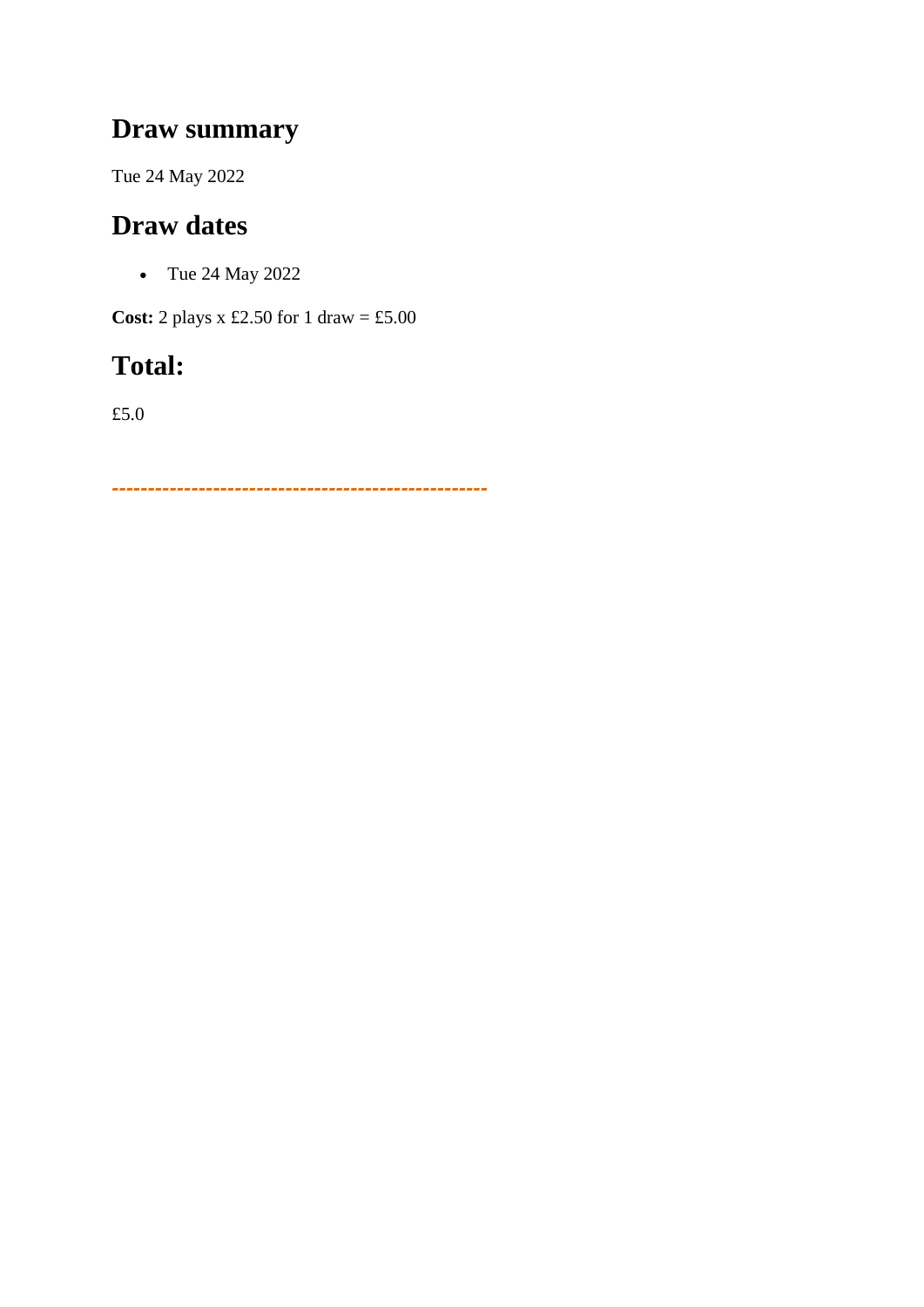## Draw summary

Tue 24 May 2022

## Draw dates

- Tue 24 May 2022

**Cost:** 2 plays x £2.50 for 1 draw = £5.00

## Total:

£5.0

*--------------------------------------------------*